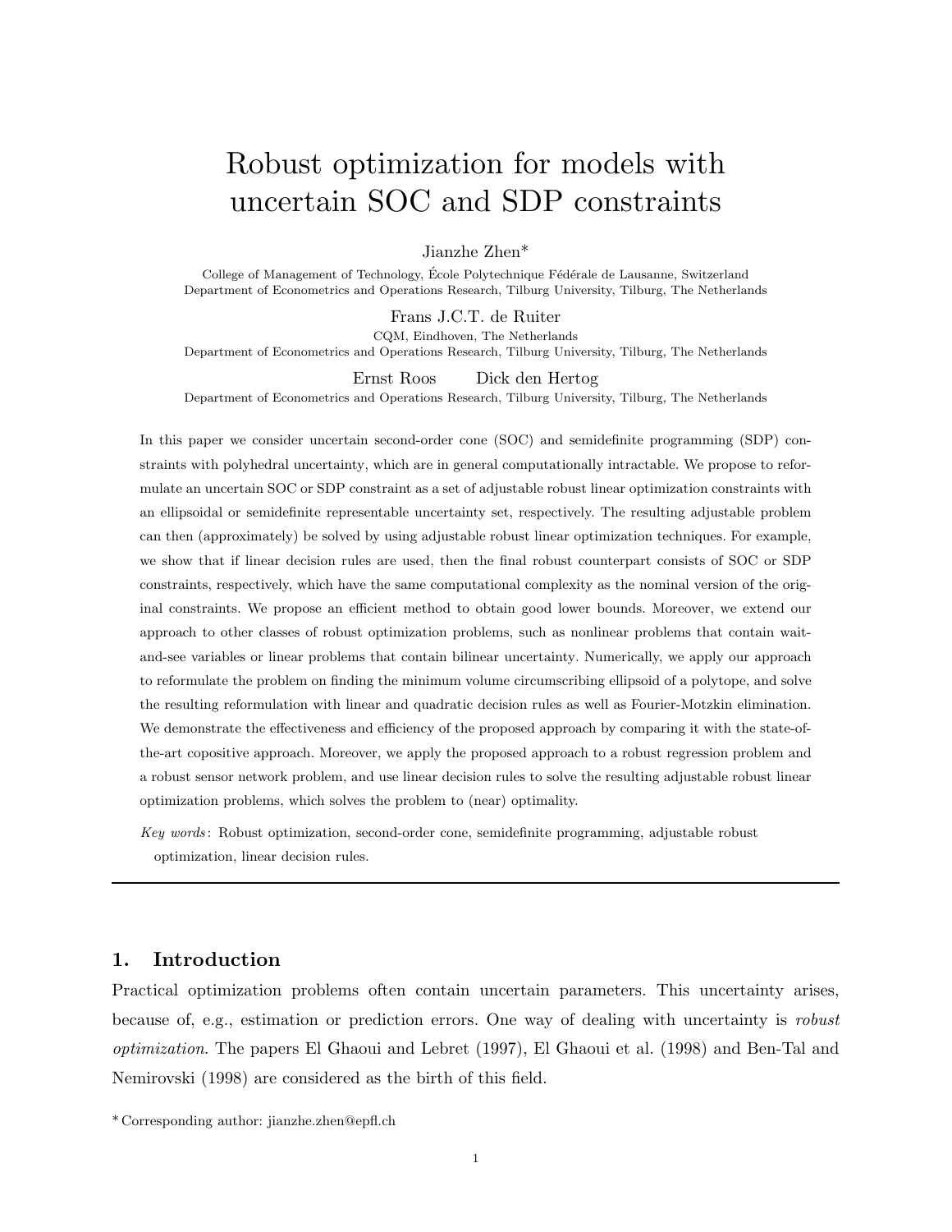# Robust optimization for models with uncertain SOC and SDP constraints

Jianzhe Zhen*

College of Management of Technology, École Polytechnique Fédérale de Lausanne, Switzerland
Department of Econometrics and Operations Research, Tilburg University, Tilburg, The Netherlands

Frans J.C.T. de Ruiter

CQM, Eindhoven, The Netherlands
Department of Econometrics and Operations Research, Tilburg University, Tilburg, The Netherlands

Ernst Roos Dick den Hertog

Department of Econometrics and Operations Research, Tilburg University, Tilburg, The Netherlands

In this paper we consider uncertain second-order cone (SOC) and semidefinite programming (SDP) constraints with polyhedral uncertainty, which are in general computationally intractable. We propose to reformulate an uncertain SOC or SDP constraint as a set of adjustable robust linear optimization constraints with an ellipsoidal or semidefinite representable uncertainty set, respectively. The resulting adjustable problem can then (approximately) be solved by using adjustable robust linear optimization techniques. For example, we show that if linear decision rules are used, then the final robust counterpart consists of SOC or SDP constraints, respectively, which have the same computational complexity as the nominal version of the original constraints. We propose an efficient method to obtain good lower bounds. Moreover, we extend our approach to other classes of robust optimization problems, such as nonlinear problems that contain wait-and-see variables or linear problems that contain bilinear uncertainty. Numerically, we apply our approach to reformulate the problem on finding the minimum volume circumscribing ellipsoid of a polytope, and solve the resulting reformulation with linear and quadratic decision rules as well as Fourier-Motzkin elimination. We demonstrate the effectiveness and efficiency of the proposed approach by comparing it with the state-of-the-art copositive approach. Moreover, we apply the proposed approach to a robust regression problem and a robust sensor network problem, and use linear decision rules to solve the resulting adjustable robust linear optimization problems, which solves the problem to (near) optimality.

*Key words*: Robust optimization, second-order cone, semidefinite programming, adjustable robust optimization, linear decision rules.

## 1. Introduction

Practical optimization problems often contain uncertain parameters. This uncertainty arises, because of, e.g., estimation or prediction errors. One way of dealing with uncertainty is *robust optimization*. The papers El Ghaoui and Lebret (1997), El Ghaoui et al. (1998) and Ben-Tal and Nemirovski (1998) are considered as the birth of this field.

* Corresponding author: jianzhe.zhen@epfl.ch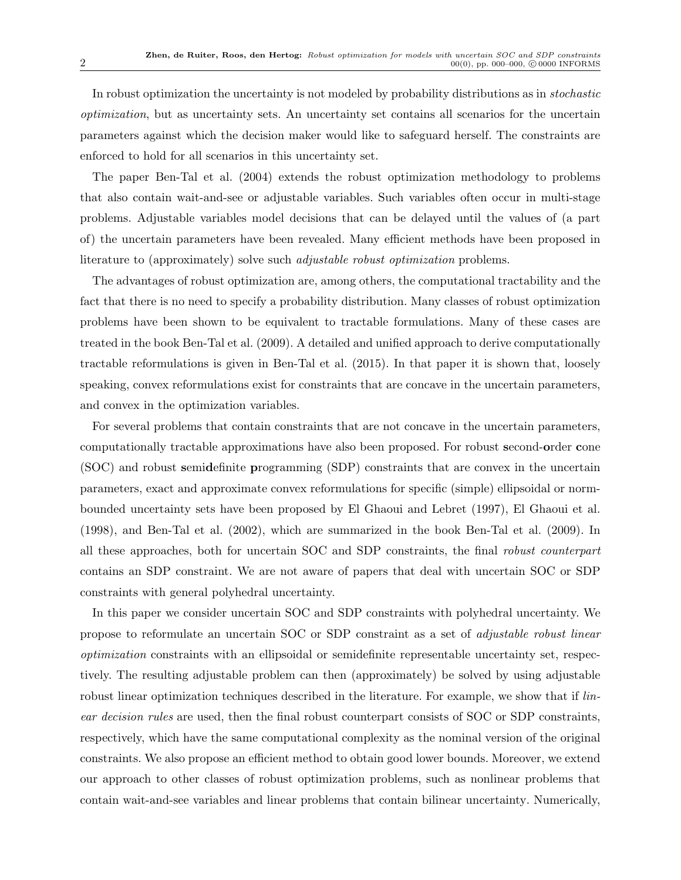In robust optimization the uncertainty is not modeled by probability distributions as in *stochastic optimization*, but as uncertainty sets. An uncertainty set contains all scenarios for the uncertain parameters against which the decision maker would like to safeguard herself. The constraints are enforced to hold for all scenarios in this uncertainty set.

The paper Ben-Tal et al. (2004) extends the robust optimization methodology to problems that also contain wait-and-see or adjustable variables. Such variables often occur in multi-stage problems. Adjustable variables model decisions that can be delayed until the values of (a part of) the uncertain parameters have been revealed. Many efficient methods have been proposed in literature to (approximately) solve such *adjustable robust optimization* problems.

The advantages of robust optimization are, among others, the computational tractability and the fact that there is no need to specify a probability distribution. Many classes of robust optimization problems have been shown to be equivalent to tractable formulations. Many of these cases are treated in the book Ben-Tal et al. (2009). A detailed and unified approach to derive computationally tractable reformulations is given in Ben-Tal et al. (2015). In that paper it is shown that, loosely speaking, convex reformulations exist for constraints that are concave in the uncertain parameters, and convex in the optimization variables.

For several problems that contain constraints that are not concave in the uncertain parameters, computationally tractable approximations have also been proposed. For robust **s**econd-**o**rder **c**one (SOC) and robust **s**emi**d**efinite **p**rogramming (SDP) constraints that are convex in the uncertain parameters, exact and approximate convex reformulations for specific (simple) ellipsoidal or norm-bounded uncertainty sets have been proposed by El Ghaoui and Lebret (1997), El Ghaoui et al. (1998), and Ben-Tal et al. (2002), which are summarized in the book Ben-Tal et al. (2009). In all these approaches, both for uncertain SOC and SDP constraints, the final *robust counterpart* contains an SDP constraint. We are not aware of papers that deal with uncertain SOC or SDP constraints with general polyhedral uncertainty.

In this paper we consider uncertain SOC and SDP constraints with polyhedral uncertainty. We propose to reformulate an uncertain SOC or SDP constraint as a set of *adjustable robust linear optimization* constraints with an ellipsoidal or semidefinite representable uncertainty set, respectively. The resulting adjustable problem can then (approximately) be solved by using adjustable robust linear optimization techniques described in the literature. For example, we show that if *linear decision rules* are used, then the final robust counterpart consists of SOC or SDP constraints, respectively, which have the same computational complexity as the nominal version of the original constraints. We also propose an efficient method to obtain good lower bounds. Moreover, we extend our approach to other classes of robust optimization problems, such as nonlinear problems that contain wait-and-see variables and linear problems that contain bilinear uncertainty. Numerically,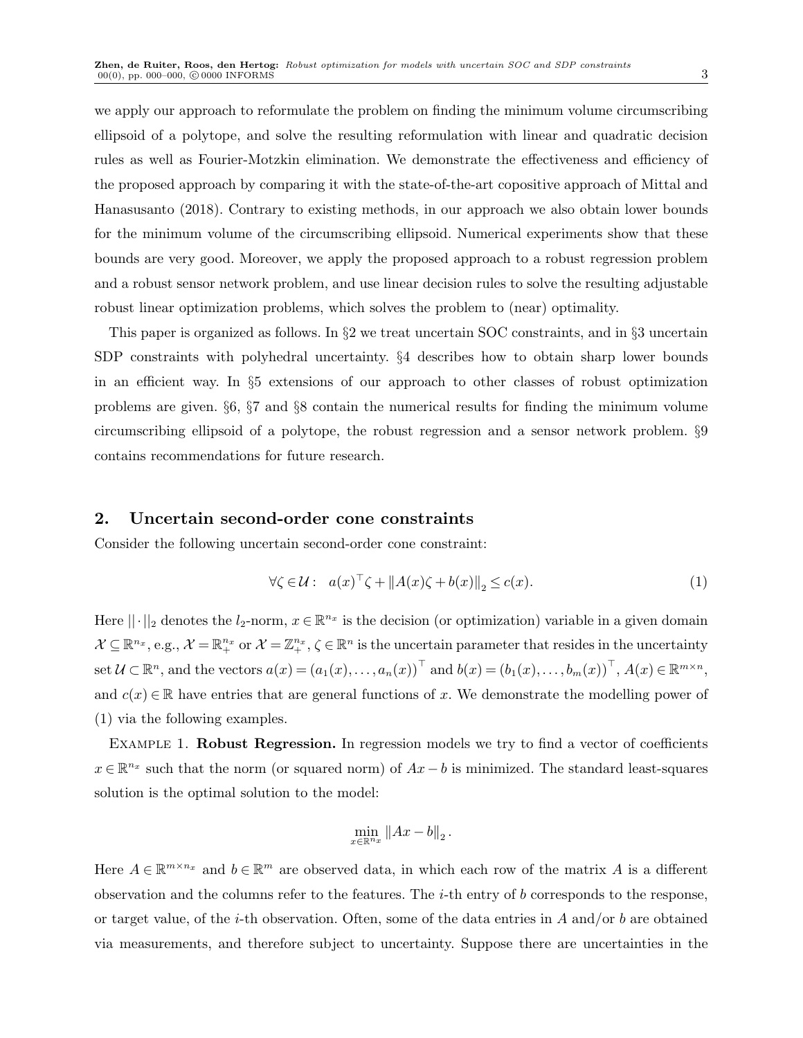we apply our approach to reformulate the problem on finding the minimum volume circumscribing ellipsoid of a polytope, and solve the resulting reformulation with linear and quadratic decision rules as well as Fourier-Motzkin elimination. We demonstrate the effectiveness and efficiency of the proposed approach by comparing it with the state-of-the-art copositive approach of Mittal and Hanasusanto (2018). Contrary to existing methods, in our approach we also obtain lower bounds for the minimum volume of the circumscribing ellipsoid. Numerical experiments show that these bounds are very good. Moreover, we apply the proposed approach to a robust regression problem and a robust sensor network problem, and use linear decision rules to solve the resulting adjustable robust linear optimization problems, which solves the problem to (near) optimality.

This paper is organized as follows. In §2 we treat uncertain SOC constraints, and in §3 uncertain SDP constraints with polyhedral uncertainty. §4 describes how to obtain sharp lower bounds in an efficient way. In §5 extensions of our approach to other classes of robust optimization problems are given. §6, §7 and §8 contain the numerical results for finding the minimum volume circumscribing ellipsoid of a polytope, the robust regression and a sensor network problem. §9 contains recommendations for future research.

## 2. Uncertain second-order cone constraints

Consider the following uncertain second-order cone constraint:

$$\forall \zeta \in \mathcal{U}: \quad a(x)^\top \zeta + \|A(x)\zeta + b(x)\|_2 \leq c(x). \tag{1}$$

Here $||\cdot||_2$ denotes the $l_2$-norm, $x \in \mathbb{R}^{n_x}$ is the decision (or optimization) variable in a given domain $\mathcal{X} \subseteq \mathbb{R}^{n_x}$, e.g., $\mathcal{X} = \mathbb{R}^{n_x}_+$ or $\mathcal{X} = \mathbb{Z}^{n_x}_+$, $\zeta \in \mathbb{R}^n$ is the uncertain parameter that resides in the uncertainty set $\mathcal{U} \subset \mathbb{R}^n$, and the vectors $a(x) = (a_1(x), \ldots, a_n(x))^\top$ and $b(x) = (b_1(x), \ldots, b_m(x))^\top$, $A(x) \in \mathbb{R}^{m \times n}$, and $c(x) \in \mathbb{R}$ have entries that are general functions of $x$. We demonstrate the modelling power of (1) via the following examples.

Example 1. **Robust Regression.** In regression models we try to find a vector of coefficients $x \in \mathbb{R}^{n_x}$ such that the norm (or squared norm) of $Ax - b$ is minimized. The standard least-squares solution is the optimal solution to the model:

$$\min_{x \in \mathbb{R}^{n_x}} \|Ax - b\|_2 .$$

Here $A \in \mathbb{R}^{m \times n_x}$ and $b \in \mathbb{R}^m$ are observed data, in which each row of the matrix $A$ is a different observation and the columns refer to the features. The $i$-th entry of $b$ corresponds to the response, or target value, of the $i$-th observation. Often, some of the data entries in $A$ and/or $b$ are obtained via measurements, and therefore subject to uncertainty. Suppose there are uncertainties in the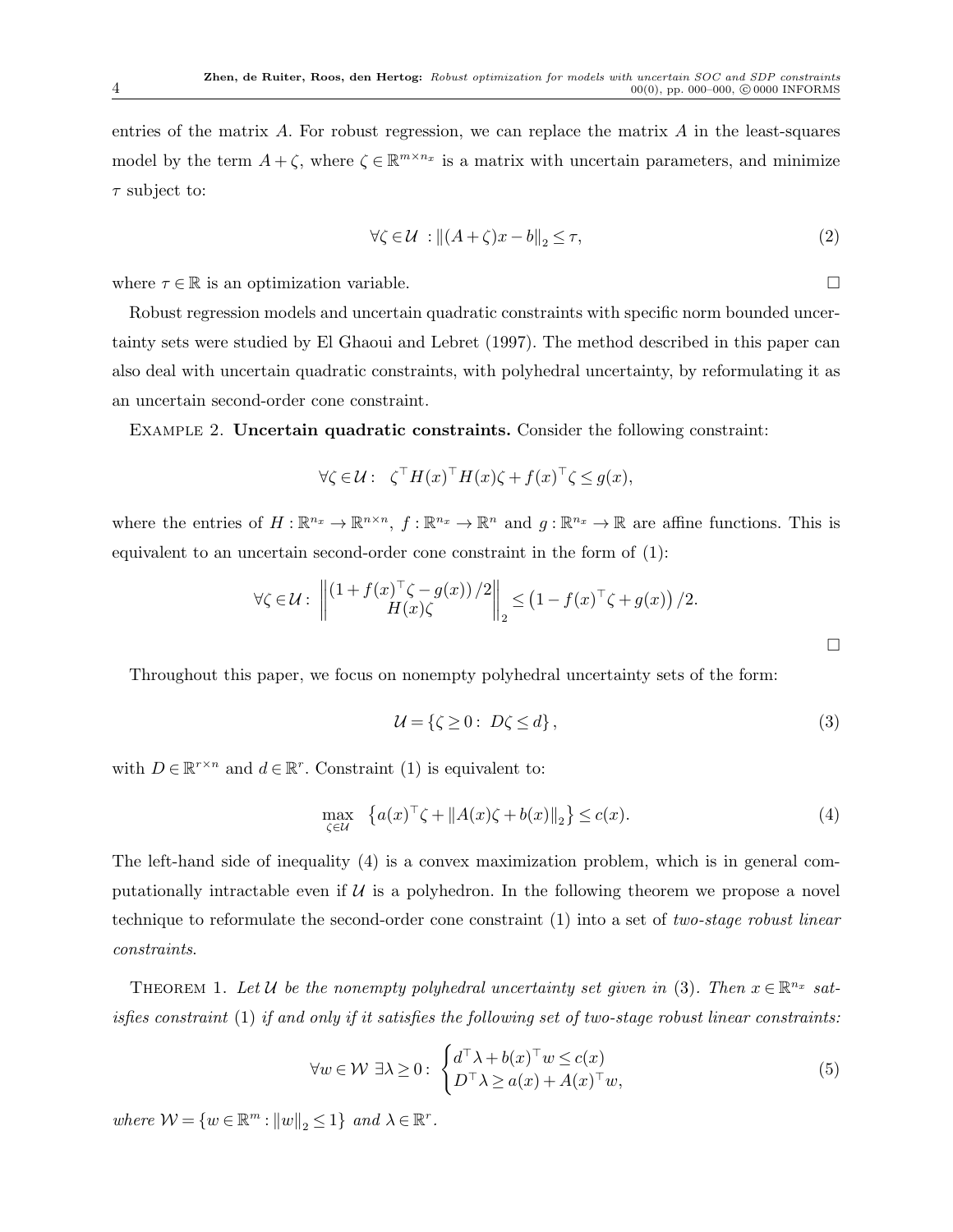entries of the matrix $A$. For robust regression, we can replace the matrix $A$ in the least-squares model by the term $A+\zeta$, where $\zeta \in \mathbb{R}^{m\times n_x}$ is a matrix with uncertain parameters, and minimize $\tau$ subject to:

$$\forall \zeta \in \mathcal{U} \ : \|(A+\zeta)x - b\|_2 \leq \tau, \tag{2}$$

where $\tau \in \mathbb{R}$ is an optimization variable. □

Robust regression models and uncertain quadratic constraints with specific norm bounded uncertainty sets were studied by El Ghaoui and Lebret (1997). The method described in this paper can also deal with uncertain quadratic constraints, with polyhedral uncertainty, by reformulating it as an uncertain second-order cone constraint.

EXAMPLE 2. **Uncertain quadratic constraints.** Consider the following constraint:

$$\forall \zeta \in \mathcal{U}: \ \ \zeta^\top H(x)^\top H(x)\zeta + f(x)^\top \zeta \leq g(x),$$

where the entries of $H: \mathbb{R}^{n_x} \to \mathbb{R}^{n\times n}$, $f: \mathbb{R}^{n_x} \to \mathbb{R}^n$ and $g: \mathbb{R}^{n_x} \to \mathbb{R}$ are affine functions. This is equivalent to an uncertain second-order cone constraint in the form of (1):

$$\forall \zeta \in \mathcal{U}: \ \left\| \begin{matrix} \left(1 + f(x)^\top \zeta - g(x)\right)/2 \\ H(x)\zeta \end{matrix} \right\|_2 \leq \left(1 - f(x)^\top \zeta + g(x)\right)/2.$$

□

Throughout this paper, we focus on nonempty polyhedral uncertainty sets of the form:

$$\mathcal{U} = \{\zeta \geq 0: \ D\zeta \leq d\}, \tag{3}$$

with $D \in \mathbb{R}^{r\times n}$ and $d \in \mathbb{R}^r$. Constraint (1) is equivalent to:

$$\max_{\zeta \in \mathcal{U}} \ \left\{a(x)^\top \zeta + \|A(x)\zeta + b(x)\|_2\right\} \leq c(x). \tag{4}$$

The left-hand side of inequality (4) is a convex maximization problem, which is in general computationally intractable even if $\mathcal{U}$ is a polyhedron. In the following theorem we propose a novel technique to reformulate the second-order cone constraint (1) into a set of *two-stage robust linear constraints*.

THEOREM 1. *Let $\mathcal{U}$ be the nonempty polyhedral uncertainty set given in (3). Then $x \in \mathbb{R}^{n_x}$ satisfies constraint (1) if and only if it satisfies the following set of two-stage robust linear constraints:*

$$\forall w \in \mathcal{W} \ \exists \lambda \geq 0: \ \begin{cases} d^\top \lambda + b(x)^\top w \leq c(x) \\ D^\top \lambda \geq a(x) + A(x)^\top w, \end{cases} \tag{5}$$

*where $\mathcal{W} = \{w \in \mathbb{R}^m : \|w\|_2 \leq 1\}$ and $\lambda \in \mathbb{R}^r$.*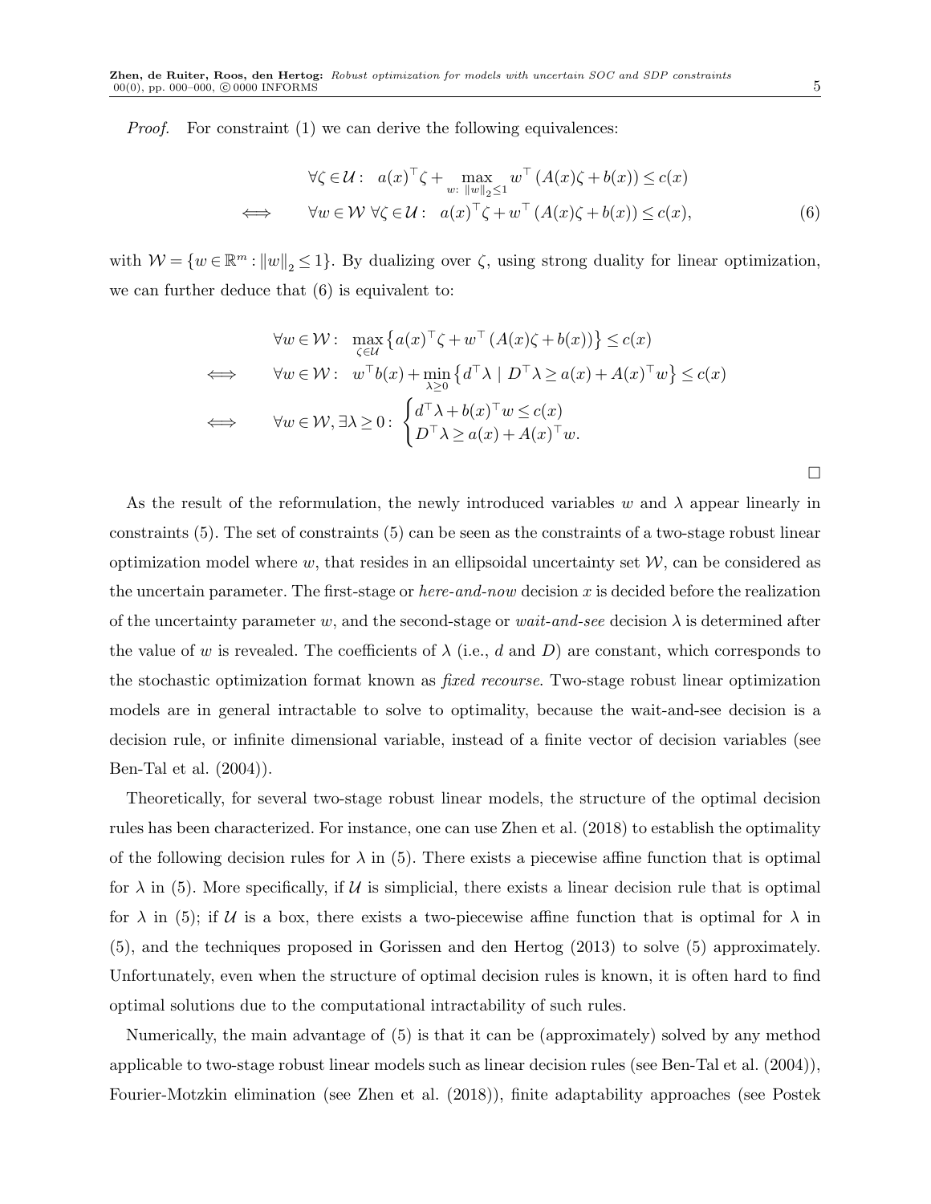*Proof.* For constraint (1) we can derive the following equivalences:

$$
\begin{aligned}
& \forall \zeta \in \mathcal{U}: \quad a(x)^\top \zeta + \max_{w:\ \|w\|_2 \leq 1} w^\top (A(x)\zeta + b(x)) \leq c(x) \\
\iff \quad & \forall w \in \mathcal{W}\ \forall \zeta \in \mathcal{U}: \quad a(x)^\top \zeta + w^\top (A(x)\zeta + b(x)) \leq c(x), \qquad (6)
\end{aligned}
$$

with $\mathcal{W} = \{w \in \mathbb{R}^m : \|w\|_2 \leq 1\}$. By dualizing over $\zeta$, using strong duality for linear optimization, we can further deduce that (6) is equivalent to:

$$
\begin{aligned}
& \forall w \in \mathcal{W}: \quad \max_{\zeta \in \mathcal{U}} \left\{ a(x)^\top \zeta + w^\top (A(x)\zeta + b(x)) \right\} \leq c(x) \\
\iff \quad & \forall w \in \mathcal{W}: \quad w^\top b(x) + \min_{\lambda \geq 0} \left\{ d^\top \lambda \mid D^\top \lambda \geq a(x) + A(x)^\top w \right\} \leq c(x) \\
\iff \quad & \forall w \in \mathcal{W}, \exists \lambda \geq 0: \begin{cases} d^\top \lambda + b(x)^\top w \leq c(x) \\ D^\top \lambda \geq a(x) + A(x)^\top w. \end{cases}
\end{aligned}
$$

$\square$

As the result of the reformulation, the newly introduced variables $w$ and $\lambda$ appear linearly in constraints (5). The set of constraints (5) can be seen as the constraints of a two-stage robust linear optimization model where $w$, that resides in an ellipsoidal uncertainty set $\mathcal{W}$, can be considered as the uncertain parameter. The first-stage or *here-and-now* decision $x$ is decided before the realization of the uncertainty parameter $w$, and the second-stage or *wait-and-see* decision $\lambda$ is determined after the value of $w$ is revealed. The coefficients of $\lambda$ (i.e., $d$ and $D$) are constant, which corresponds to the stochastic optimization format known as *fixed recourse*. Two-stage robust linear optimization models are in general intractable to solve to optimality, because the wait-and-see decision is a decision rule, or infinite dimensional variable, instead of a finite vector of decision variables (see Ben-Tal et al. (2004)).

Theoretically, for several two-stage robust linear models, the structure of the optimal decision rules has been characterized. For instance, one can use Zhen et al. (2018) to establish the optimality of the following decision rules for $\lambda$ in (5). There exists a piecewise affine function that is optimal for $\lambda$ in (5). More specifically, if $\mathcal{U}$ is simplicial, there exists a linear decision rule that is optimal for $\lambda$ in (5); if $\mathcal{U}$ is a box, there exists a two-piecewise affine function that is optimal for $\lambda$ in (5), and the techniques proposed in Gorissen and den Hertog (2013) to solve (5) approximately. Unfortunately, even when the structure of optimal decision rules is known, it is often hard to find optimal solutions due to the computational intractability of such rules.

Numerically, the main advantage of (5) is that it can be (approximately) solved by any method applicable to two-stage robust linear models such as linear decision rules (see Ben-Tal et al. (2004)), Fourier-Motzkin elimination (see Zhen et al. (2018)), finite adaptability approaches (see Postek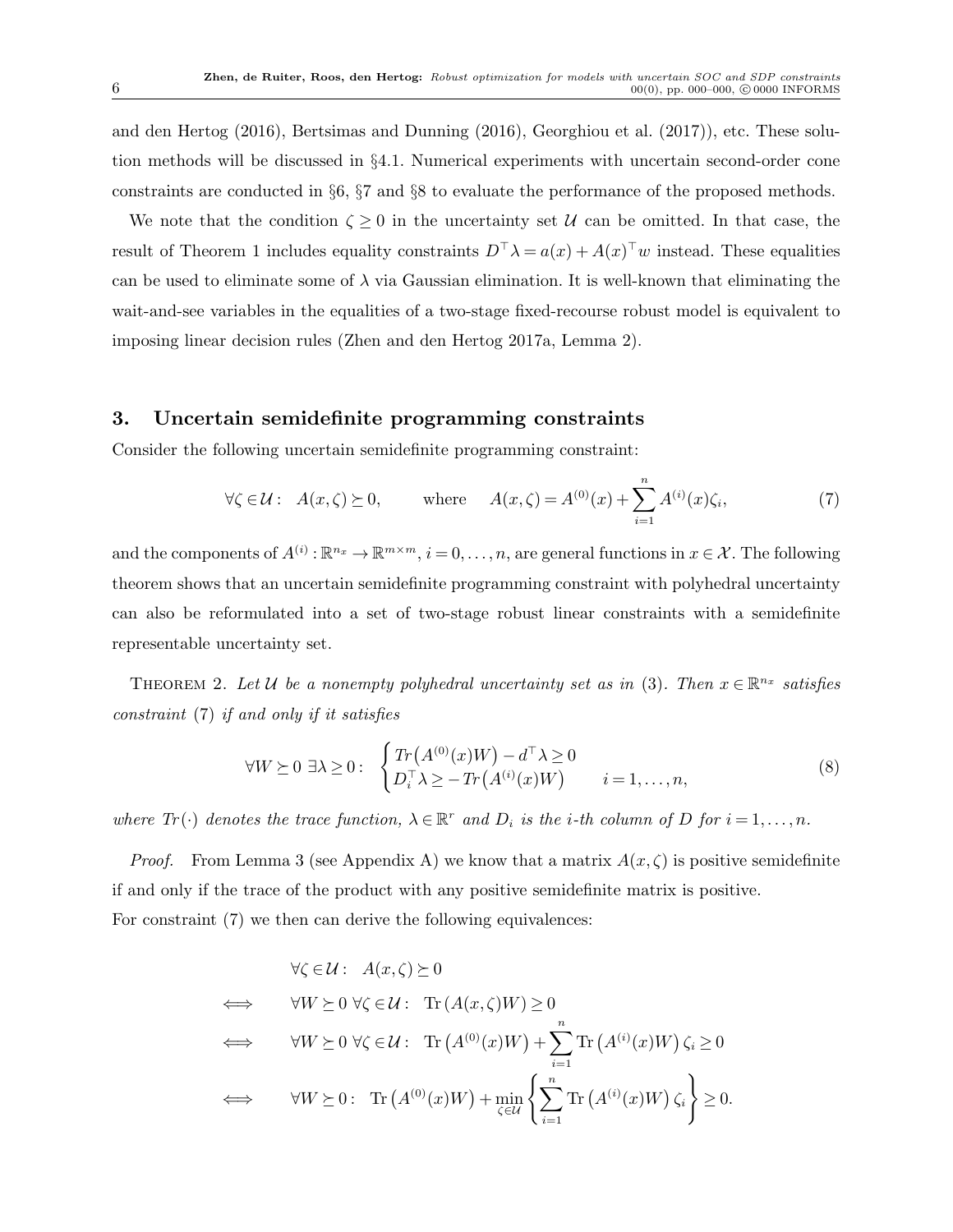and den Hertog (2016), Bertsimas and Dunning (2016), Georghiou et al. (2017)), etc. These solution methods will be discussed in §4.1. Numerical experiments with uncertain second-order cone constraints are conducted in §6, §7 and §8 to evaluate the performance of the proposed methods.

We note that the condition $\zeta \geq 0$ in the uncertainty set $\mathcal{U}$ can be omitted. In that case, the result of Theorem 1 includes equality constraints $D^\top \lambda = a(x) + A(x)^\top w$ instead. These equalities can be used to eliminate some of $\lambda$ via Gaussian elimination. It is well-known that eliminating the wait-and-see variables in the equalities of a two-stage fixed-recourse robust model is equivalent to imposing linear decision rules (Zhen and den Hertog 2017a, Lemma 2).

## 3. Uncertain semidefinite programming constraints

Consider the following uncertain semidefinite programming constraint:

$$\forall \zeta \in \mathcal{U}: \quad A(x,\zeta) \succeq 0, \qquad \text{where} \quad A(x,\zeta) = A^{(0)}(x) + \sum_{i=1}^{n} A^{(i)}(x)\zeta_i, \tag{7}$$

and the components of $A^{(i)} : \mathbb{R}^{n_x} \to \mathbb{R}^{m\times m}$, $i = 0, \ldots, n$, are general functions in $x \in \mathcal{X}$. The following theorem shows that an uncertain semidefinite programming constraint with polyhedral uncertainty can also be reformulated into a set of two-stage robust linear constraints with a semidefinite representable uncertainty set.

Theorem 2. *Let $\mathcal{U}$ be a nonempty polyhedral uncertainty set as in* (3)*. Then $x \in \mathbb{R}^{n_x}$ satisfies constraint* (7) *if and only if it satisfies*

$$\forall W \succeq 0 \ \exists \lambda \geq 0: \quad \begin{cases} Tr\left(A^{(0)}(x)W\right) - d^\top \lambda \geq 0 \\ D_i^\top \lambda \geq -Tr\left(A^{(i)}(x)W\right) \qquad i = 1, \ldots, n, \end{cases} \tag{8}$$

*where $Tr(\cdot)$ denotes the trace function, $\lambda \in \mathbb{R}^r$ and $D_i$ is the $i$-th column of $D$ for $i = 1, \ldots, n$.*

*Proof.* From Lemma 3 (see Appendix A) we know that a matrix $A(x,\zeta)$ is positive semidefinite if and only if the trace of the product with any positive semidefinite matrix is positive.
For constraint (7) we then can derive the following equivalences:

$$\begin{aligned}
& \forall \zeta \in \mathcal{U}: \quad A(x,\zeta) \succeq 0 \\
\iff \quad & \forall W \succeq 0 \ \forall \zeta \in \mathcal{U}: \quad \mathrm{Tr}\left(A(x,\zeta)W\right) \geq 0 \\
\iff \quad & \forall W \succeq 0 \ \forall \zeta \in \mathcal{U}: \quad \mathrm{Tr}\left(A^{(0)}(x)W\right) + \sum_{i=1}^{n} \mathrm{Tr}\left(A^{(i)}(x)W\right)\zeta_i \geq 0 \\
\iff \quad & \forall W \succeq 0: \quad \mathrm{Tr}\left(A^{(0)}(x)W\right) + \min_{\zeta \in \mathcal{U}} \left\{ \sum_{i=1}^{n} \mathrm{Tr}\left(A^{(i)}(x)W\right)\zeta_i \right\} \geq 0.
\end{aligned}$$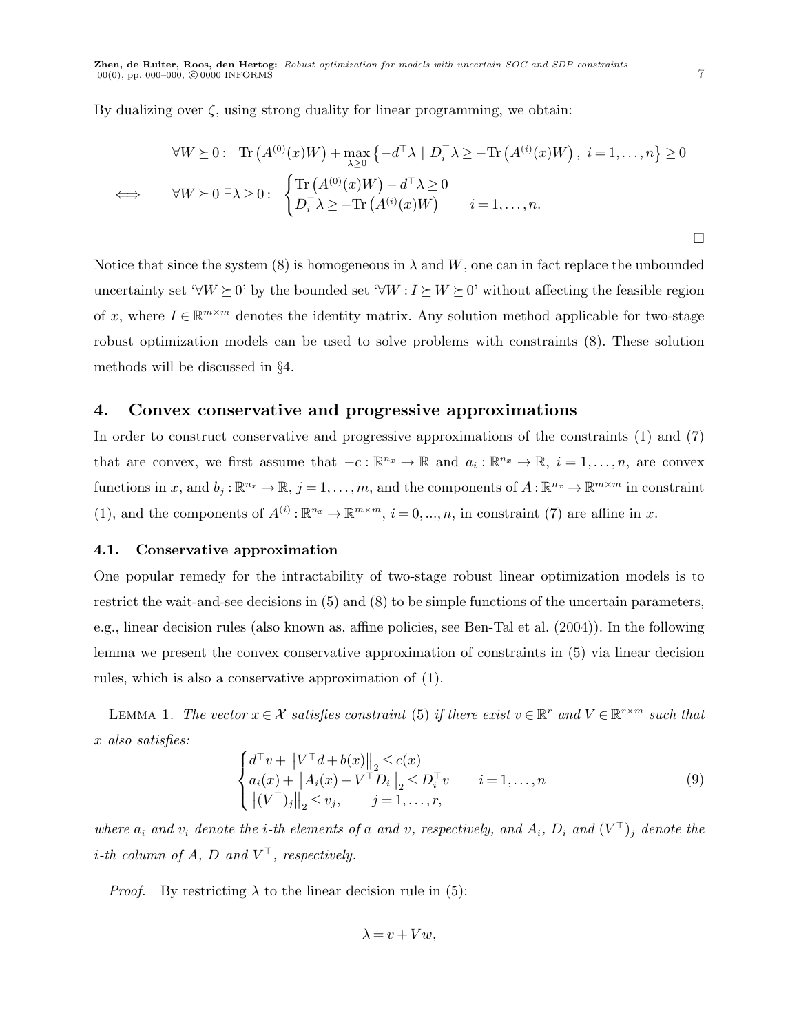By dualizing over $\zeta$, using strong duality for linear programming, we obtain:

$$
\begin{aligned}
&\forall W \succeq 0: \quad \mathrm{Tr}\left(A^{(0)}(x)W\right) + \max_{\lambda \geq 0}\left\{-d^\top \lambda \mid D_i^\top \lambda \geq -\mathrm{Tr}\left(A^{(i)}(x)W\right),\ i = 1,\ldots,n\right\} \geq 0 \\
\iff \quad &\forall W \succeq 0\ \exists \lambda \geq 0: \quad \begin{cases} \mathrm{Tr}\left(A^{(0)}(x)W\right) - d^\top \lambda \geq 0 \\ D_i^\top \lambda \geq -\mathrm{Tr}\left(A^{(i)}(x)W\right) \qquad i = 1,\ldots,n. \end{cases}
\end{aligned}
$$

□

Notice that since the system (8) is homogeneous in $\lambda$ and $W$, one can in fact replace the unbounded uncertainty set '$\forall W \succeq 0$' by the bounded set '$\forall W : I \succeq W \succeq 0$' without affecting the feasible region of $x$, where $I \in \mathbb{R}^{m\times m}$ denotes the identity matrix. Any solution method applicable for two-stage robust optimization models can be used to solve problems with constraints (8). These solution methods will be discussed in §4.

## 4. Convex conservative and progressive approximations

In order to construct conservative and progressive approximations of the constraints (1) and (7) that are convex, we first assume that $-c : \mathbb{R}^{n_x} \to \mathbb{R}$ and $a_i : \mathbb{R}^{n_x} \to \mathbb{R}$, $i = 1,\ldots,n$, are convex functions in $x$, and $b_j : \mathbb{R}^{n_x} \to \mathbb{R}$, $j = 1,\ldots,m$, and the components of $A : \mathbb{R}^{n_x} \to \mathbb{R}^{m\times m}$ in constraint (1), and the components of $A^{(i)} : \mathbb{R}^{n_x} \to \mathbb{R}^{m\times m}$, $i = 0,\ldots,n$, in constraint (7) are affine in $x$.

### 4.1. Conservative approximation

One popular remedy for the intractability of two-stage robust linear optimization models is to restrict the wait-and-see decisions in (5) and (8) to be simple functions of the uncertain parameters, e.g., linear decision rules (also known as, affine policies, see Ben-Tal et al. (2004)). In the following lemma we present the convex conservative approximation of constraints in (5) via linear decision rules, which is also a conservative approximation of (1).

Lemma 1. *The vector $x \in \mathcal{X}$ satisfies constraint (5) if there exist $v \in \mathbb{R}^r$ and $V \in \mathbb{R}^{r\times m}$ such that $x$ also satisfies:*

$$
\begin{cases} d^\top v + \left\|V^\top d + b(x)\right\|_2 \leq c(x) \\ a_i(x) + \left\|A_i(x) - V^\top D_i\right\|_2 \leq D_i^\top v \qquad i = 1,\ldots,n \\ \left\|(V^\top)_j\right\|_2 \leq v_j, \qquad j = 1,\ldots,r, \end{cases} \tag{9}
$$

*where $a_i$ and $v_i$ denote the $i$-th elements of $a$ and $v$, respectively, and $A_i$, $D_i$ and $(V^\top)_j$ denote the $i$-th column of $A$, $D$ and $V^\top$, respectively.*

*Proof.* By restricting $\lambda$ to the linear decision rule in (5):

$$
\lambda = v + Vw,
$$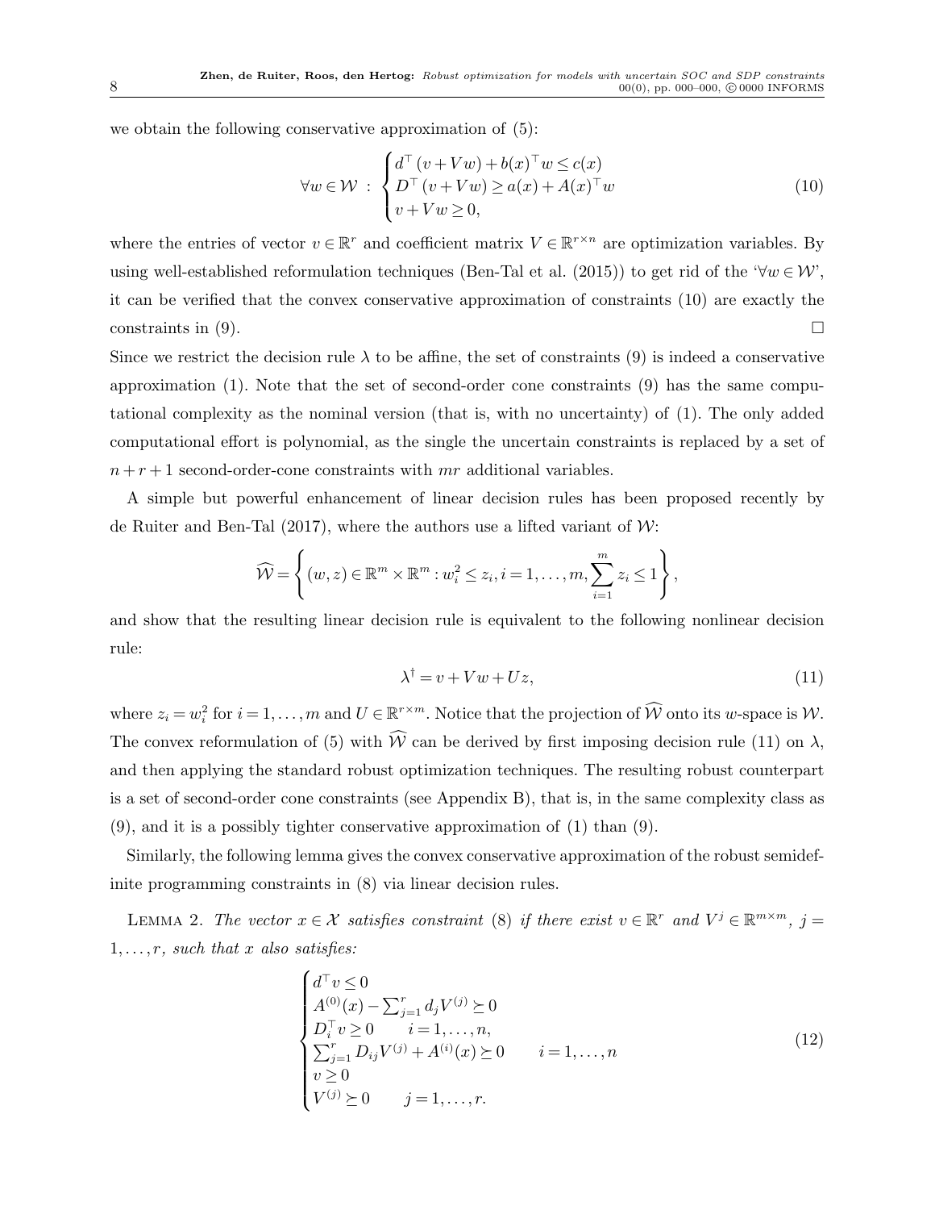we obtain the following conservative approximation of (5):

$$\forall w \in \mathcal{W} \;:\; \begin{cases} d^\top (v + Vw) + b(x)^\top w \le c(x) \\ D^\top (v + Vw) \ge a(x) + A(x)^\top w \\ v + Vw \ge 0, \end{cases} \tag{10}$$

where the entries of vector $v \in \mathbb{R}^r$ and coefficient matrix $V \in \mathbb{R}^{r\times n}$ are optimization variables. By using well-established reformulation techniques (Ben-Tal et al. (2015)) to get rid of the '$\forall w \in \mathcal{W}$', it can be verified that the convex conservative approximation of constraints (10) are exactly the constraints in (9). □

Since we restrict the decision rule $\lambda$ to be affine, the set of constraints (9) is indeed a conservative approximation (1). Note that the set of second-order cone constraints (9) has the same computational complexity as the nominal version (that is, with no uncertainty) of (1). The only added computational effort is polynomial, as the single the uncertain constraints is replaced by a set of $n+r+1$ second-order-cone constraints with $mr$ additional variables.

A simple but powerful enhancement of linear decision rules has been proposed recently by de Ruiter and Ben-Tal (2017), where the authors use a lifted variant of $\mathcal{W}$:

$$\widehat{\mathcal{W}} = \left\{ (w,z) \in \mathbb{R}^m \times \mathbb{R}^m : w_i^2 \le z_i, i = 1,\ldots,m, \sum_{i=1}^m z_i \le 1 \right\},$$

and show that the resulting linear decision rule is equivalent to the following nonlinear decision rule:

$$\lambda^\dagger = v + Vw + Uz, \tag{11}$$

where $z_i = w_i^2$ for $i = 1,\ldots,m$ and $U \in \mathbb{R}^{r\times m}$. Notice that the projection of $\widehat{\mathcal{W}}$ onto its $w$-space is $\mathcal{W}$. The convex reformulation of (5) with $\widehat{\mathcal{W}}$ can be derived by first imposing decision rule (11) on $\lambda$, and then applying the standard robust optimization techniques. The resulting robust counterpart is a set of second-order cone constraints (see Appendix B), that is, in the same complexity class as (9), and it is a possibly tighter conservative approximation of (1) than (9).

Similarly, the following lemma gives the convex conservative approximation of the robust semidefinite programming constraints in (8) via linear decision rules.

Lemma 2. *The vector $x \in \mathcal{X}$ satisfies constraint* (8) *if there exist $v \in \mathbb{R}^r$ and $V^j \in \mathbb{R}^{m\times m}$, $j = 1,\ldots,r$, such that $x$ also satisfies:*

$$\begin{cases} d^\top v \le 0 \\ A^{(0)}(x) - \sum_{j=1}^r d_j V^{(j)} \succeq 0 \\ D_i^\top v \ge 0 \qquad i = 1,\ldots,n, \\ \sum_{j=1}^r D_{ij} V^{(j)} + A^{(i)}(x) \succeq 0 \qquad i = 1,\ldots,n \\ v \ge 0 \\ V^{(j)} \succeq 0 \qquad j = 1,\ldots,r. \end{cases} \tag{12}$$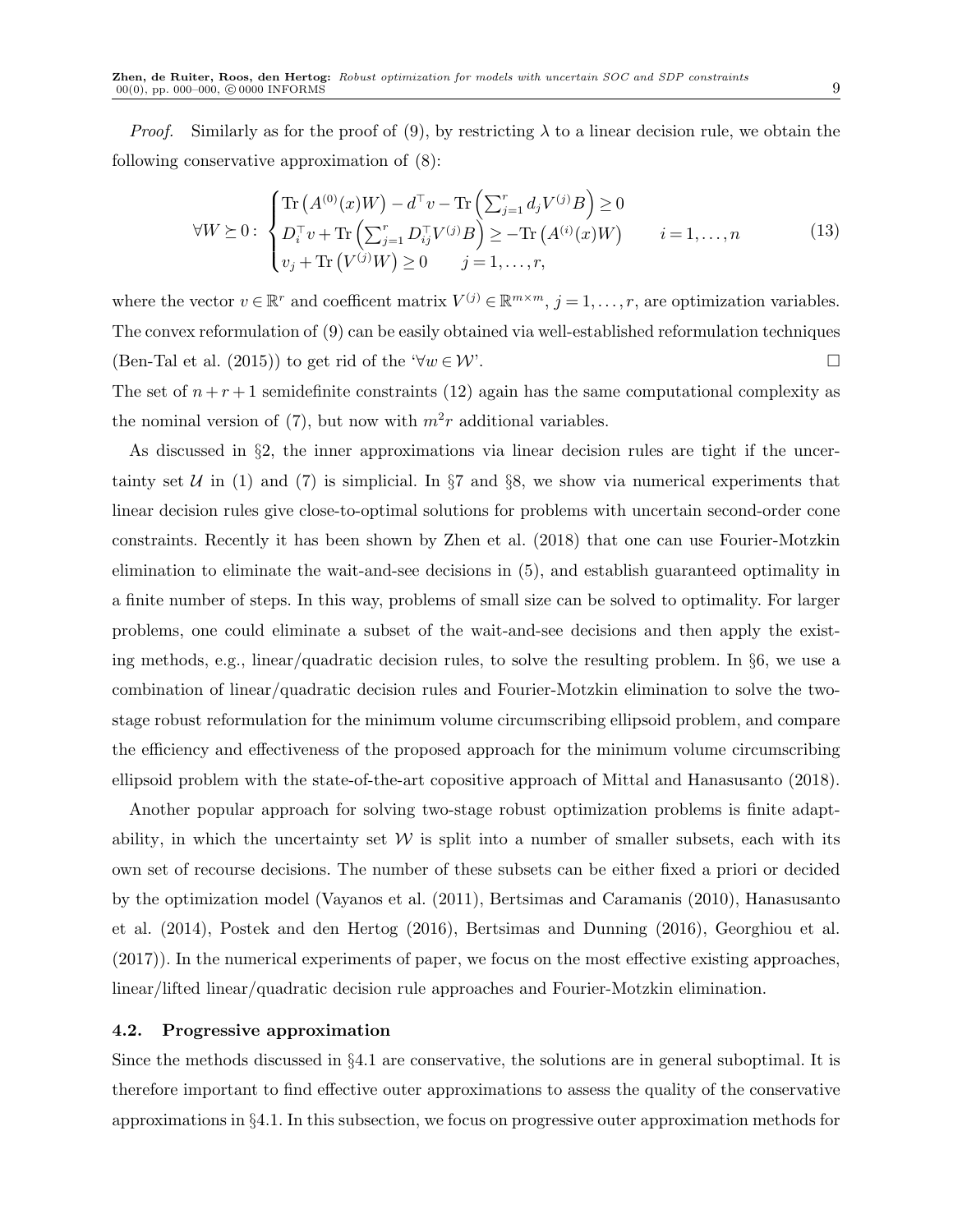*Proof.* Similarly as for the proof of (9), by restricting $\lambda$ to a linear decision rule, we obtain the following conservative approximation of (8):

$$\forall W \succeq 0: \begin{cases} \operatorname{Tr}\left(A^{(0)}(x)W\right) - d^\top v - \operatorname{Tr}\left(\sum_{j=1}^r d_j V^{(j)} B\right) \geq 0 \\ D_i^\top v + \operatorname{Tr}\left(\sum_{j=1}^r D_{ij}^\top V^{(j)} B\right) \geq -\operatorname{Tr}\left(A^{(i)}(x)W\right) \qquad i = 1, \ldots, n \\ v_j + \operatorname{Tr}\left(V^{(j)} W\right) \geq 0 \qquad j = 1, \ldots, r, \end{cases} \tag{13}$$

where the vector $v \in \mathbb{R}^r$ and coefficent matrix $V^{(j)} \in \mathbb{R}^{m \times m}$, $j = 1, \ldots, r$, are optimization variables. The convex reformulation of (9) can be easily obtained via well-established reformulation techniques (Ben-Tal et al. (2015)) to get rid of the '$\forall w \in \mathcal{W}$'. □

The set of $n + r + 1$ semidefinite constraints (12) again has the same computational complexity as the nominal version of (7), but now with $m^2 r$ additional variables.

As discussed in §2, the inner approximations via linear decision rules are tight if the uncertainty set $\mathcal{U}$ in (1) and (7) is simplicial. In §7 and §8, we show via numerical experiments that linear decision rules give close-to-optimal solutions for problems with uncertain second-order cone constraints. Recently it has been shown by Zhen et al. (2018) that one can use Fourier-Motzkin elimination to eliminate the wait-and-see decisions in (5), and establish guaranteed optimality in a finite number of steps. In this way, problems of small size can be solved to optimality. For larger problems, one could eliminate a subset of the wait-and-see decisions and then apply the existing methods, e.g., linear/quadratic decision rules, to solve the resulting problem. In §6, we use a combination of linear/quadratic decision rules and Fourier-Motzkin elimination to solve the two-stage robust reformulation for the minimum volume circumscribing ellipsoid problem, and compare the efficiency and effectiveness of the proposed approach for the minimum volume circumscribing ellipsoid problem with the state-of-the-art copositive approach of Mittal and Hanasusanto (2018).

Another popular approach for solving two-stage robust optimization problems is finite adaptability, in which the uncertainty set $\mathcal{W}$ is split into a number of smaller subsets, each with its own set of recourse decisions. The number of these subsets can be either fixed a priori or decided by the optimization model (Vayanos et al. (2011), Bertsimas and Caramanis (2010), Hanasusanto et al. (2014), Postek and den Hertog (2016), Bertsimas and Dunning (2016), Georghiou et al. (2017)). In the numerical experiments of paper, we focus on the most effective existing approaches, linear/lifted linear/quadratic decision rule approaches and Fourier-Motzkin elimination.

### 4.2. Progressive approximation

Since the methods discussed in §4.1 are conservative, the solutions are in general suboptimal. It is therefore important to find effective outer approximations to assess the quality of the conservative approximations in §4.1. In this subsection, we focus on progressive outer approximation methods for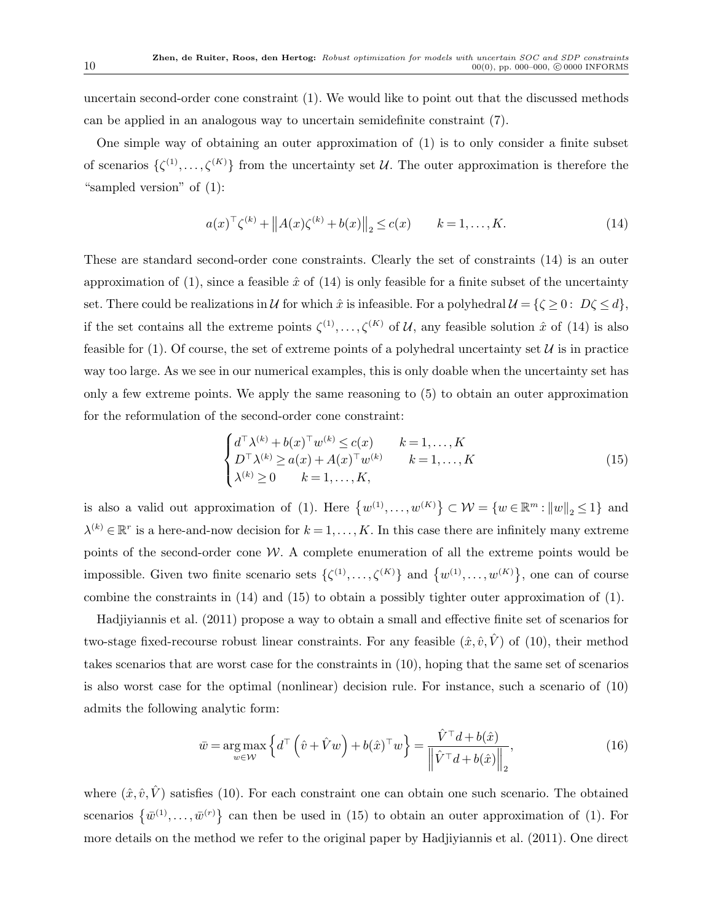uncertain second-order cone constraint (1). We would like to point out that the discussed methods can be applied in an analogous way to uncertain semidefinite constraint (7).

One simple way of obtaining an outer approximation of (1) is to only consider a finite subset of scenarios $\{\zeta^{(1)},\dots,\zeta^{(K)}\}$ from the uncertainty set $\mathcal{U}$. The outer approximation is therefore the "sampled version" of (1):

$$a(x)^\top \zeta^{(k)} + \left\|A(x)\zeta^{(k)} + b(x)\right\|_2 \le c(x) \qquad k = 1,\dots,K. \tag{14}$$

These are standard second-order cone constraints. Clearly the set of constraints (14) is an outer approximation of (1), since a feasible $\hat{x}$ of (14) is only feasible for a finite subset of the uncertainty set. There could be realizations in $\mathcal{U}$ for which $\hat{x}$ is infeasible. For a polyhedral $\mathcal{U} = \{\zeta \ge 0 : \ D\zeta \le d\}$, if the set contains all the extreme points $\zeta^{(1)},\dots,\zeta^{(K)}$ of $\mathcal{U}$, any feasible solution $\hat{x}$ of (14) is also feasible for (1). Of course, the set of extreme points of a polyhedral uncertainty set $\mathcal{U}$ is in practice way too large. As we see in our numerical examples, this is only doable when the uncertainty set has only a few extreme points. We apply the same reasoning to (5) to obtain an outer approximation for the reformulation of the second-order cone constraint:

$$\begin{cases} d^\top \lambda^{(k)} + b(x)^\top w^{(k)} \le c(x) & k = 1,\dots,K \\ D^\top \lambda^{(k)} \ge a(x) + A(x)^\top w^{(k)} & k = 1,\dots,K \\ \lambda^{(k)} \ge 0 & k = 1,\dots,K, \end{cases} \tag{15}$$

is also a valid out approximation of (1). Here $\left\{w^{(1)},\dots,w^{(K)}\right\} \subset \mathcal{W} = \{w \in \mathbb{R}^m : \|w\|_2 \le 1\}$ and $\lambda^{(k)} \in \mathbb{R}^r$ is a here-and-now decision for $k = 1,\dots,K$. In this case there are infinitely many extreme points of the second-order cone $\mathcal{W}$. A complete enumeration of all the extreme points would be impossible. Given two finite scenario sets $\{\zeta^{(1)},\dots,\zeta^{(K)}\}$ and $\left\{w^{(1)},\dots,w^{(K)}\right\}$, one can of course combine the constraints in (14) and (15) to obtain a possibly tighter outer approximation of (1).

Hadjiyiannis et al. (2011) propose a way to obtain a small and effective finite set of scenarios for two-stage fixed-recourse robust linear constraints. For any feasible $(\hat{x},\hat{v},\hat{V})$ of (10), their method takes scenarios that are worst case for the constraints in (10), hoping that the same set of scenarios is also worst case for the optimal (nonlinear) decision rule. For instance, such a scenario of (10) admits the following analytic form:

$$\bar{w} = \arg\max_{w \in \mathcal{W}} \left\{ d^\top \left(\hat{v} + \hat{V}w\right) + b(\hat{x})^\top w \right\} = \frac{\hat{V}^\top d + b(\hat{x})}{\left\|\hat{V}^\top d + b(\hat{x})\right\|_2}, \tag{16}$$

where $(\hat{x},\hat{v},\hat{V})$ satisfies (10). For each constraint one can obtain one such scenario. The obtained scenarios $\left\{\bar{w}^{(1)},\dots,\bar{w}^{(r)}\right\}$ can then be used in (15) to obtain an outer approximation of (1). For more details on the method we refer to the original paper by Hadjiyiannis et al. (2011). One direct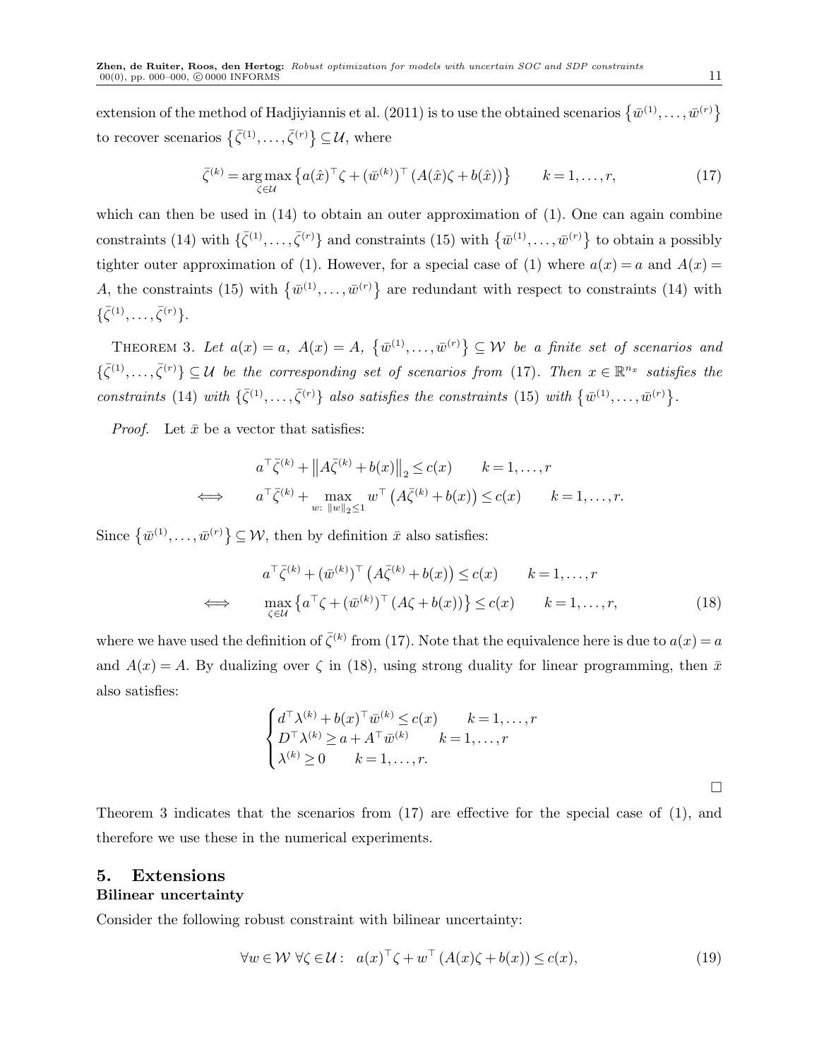extension of the method of Hadjiyiannis et al. (2011) is to use the obtained scenarios $\{\bar{w}^{(1)}, \ldots, \bar{w}^{(r)}\}$ to recover scenarios $\{\bar{\zeta}^{(1)}, \ldots, \bar{\zeta}^{(r)}\} \subseteq \mathcal{U}$, where

$$\bar{\zeta}^{(k)} = \arg\max_{\zeta \in \mathcal{U}} \left\{ a(\hat{x})^\top \zeta + (\bar{w}^{(k)})^\top (A(\hat{x})\zeta + b(\hat{x})) \right\} \qquad k = 1, \ldots, r, \tag{17}$$

which can then be used in (14) to obtain an outer approximation of (1). One can again combine constraints (14) with $\{\bar{\zeta}^{(1)}, \ldots, \bar{\zeta}^{(r)}\}$ and constraints (15) with $\{\bar{w}^{(1)}, \ldots, \bar{w}^{(r)}\}$ to obtain a possibly tighter outer approximation of (1). However, for a special case of (1) where $a(x) = a$ and $A(x) = A$, the constraints (15) with $\{\bar{w}^{(1)}, \ldots, \bar{w}^{(r)}\}$ are redundant with respect to constraints (14) with $\{\bar{\zeta}^{(1)}, \ldots, \bar{\zeta}^{(r)}\}$.

Theorem 3. *Let $a(x) = a$, $A(x) = A$, $\{\bar{w}^{(1)}, \ldots, \bar{w}^{(r)}\} \subseteq \mathcal{W}$ be a finite set of scenarios and $\{\bar{\zeta}^{(1)}, \ldots, \bar{\zeta}^{(r)}\} \subseteq \mathcal{U}$ be the corresponding set of scenarios from (17). Then $x \in \mathbb{R}^{n_x}$ satisfies the constraints (14) with $\{\bar{\zeta}^{(1)}, \ldots, \bar{\zeta}^{(r)}\}$ also satisfies the constraints (15) with $\{\bar{w}^{(1)}, \ldots, \bar{w}^{(r)}\}$.*

*Proof.* Let $\bar{x}$ be a vector that satisfies:

$$\begin{aligned} & a^\top \bar{\zeta}^{(k)} + \left\| A\bar{\zeta}^{(k)} + b(x) \right\|_2 \leq c(x) \qquad k = 1, \ldots, r \\ \iff \qquad & a^\top \bar{\zeta}^{(k)} + \max_{w:\ \|w\|_2 \leq 1} w^\top \left( A\bar{\zeta}^{(k)} + b(x) \right) \leq c(x) \qquad k = 1, \ldots, r. \end{aligned}$$

Since $\{\bar{w}^{(1)}, \ldots, \bar{w}^{(r)}\} \subseteq \mathcal{W}$, then by definition $\bar{x}$ also satisfies:

$$\begin{aligned} & a^\top \bar{\zeta}^{(k)} + (\bar{w}^{(k)})^\top \left( A\bar{\zeta}^{(k)} + b(x) \right) \leq c(x) \qquad k = 1, \ldots, r \\ \iff \qquad & \max_{\zeta \in \mathcal{U}} \left\{ a^\top \zeta + (\bar{w}^{(k)})^\top (A\zeta + b(x)) \right\} \leq c(x) \qquad k = 1, \ldots, r, \end{aligned} \tag{18}$$

where we have used the definition of $\bar{\zeta}^{(k)}$ from (17). Note that the equivalence here is due to $a(x) = a$ and $A(x) = A$. By dualizing over $\zeta$ in (18), using strong duality for linear programming, then $\bar{x}$ also satisfies:

$$\begin{cases} d^\top \lambda^{(k)} + b(x)^\top \bar{w}^{(k)} \leq c(x) \qquad k = 1, \ldots, r \\ D^\top \lambda^{(k)} \geq a + A^\top \bar{w}^{(k)} \qquad k = 1, \ldots, r \\ \lambda^{(k)} \geq 0 \qquad k = 1, \ldots, r. \end{cases}$$

$\square$

Theorem 3 indicates that the scenarios from (17) are effective for the special case of (1), and therefore we use these in the numerical experiments.

## 5. Extensions

**Bilinear uncertainty**

Consider the following robust constraint with bilinear uncertainty:

$$\forall w \in \mathcal{W}\ \forall \zeta \in \mathcal{U}: \quad a(x)^\top \zeta + w^\top (A(x)\zeta + b(x)) \leq c(x), \tag{19}$$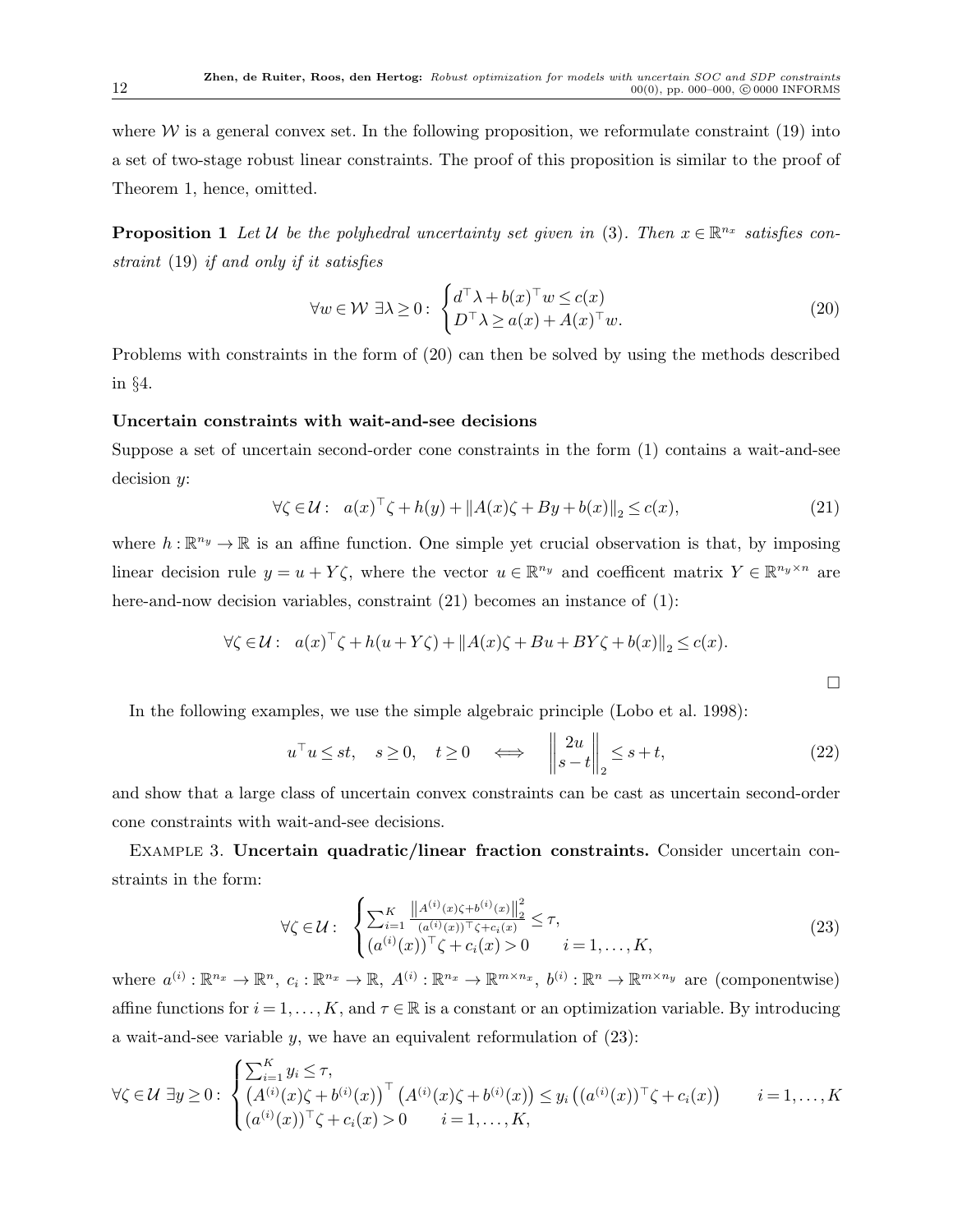where $\mathcal{W}$ is a general convex set. In the following proposition, we reformulate constraint (19) into a set of two-stage robust linear constraints. The proof of this proposition is similar to the proof of Theorem 1, hence, omitted.

**Proposition 1** *Let $\mathcal{U}$ be the polyhedral uncertainty set given in (3). Then $x \in \mathbb{R}^{n_x}$ satisfies constraint (19) if and only if it satisfies*

$$\forall w \in \mathcal{W} \ \exists \lambda \geq 0 : \begin{cases} d^\top \lambda + b(x)^\top w \leq c(x) \\ D^\top \lambda \geq a(x) + A(x)^\top w. \end{cases} \tag{20}$$

Problems with constraints in the form of (20) can then be solved by using the methods described in §4.

**Uncertain constraints with wait-and-see decisions**

Suppose a set of uncertain second-order cone constraints in the form (1) contains a wait-and-see decision $y$:

$$\forall \zeta \in \mathcal{U}: \quad a(x)^\top \zeta + h(y) + \|A(x)\zeta + By + b(x)\|_2 \leq c(x), \tag{21}$$

where $h : \mathbb{R}^{n_y} \to \mathbb{R}$ is an affine function. One simple yet crucial observation is that, by imposing linear decision rule $y = u + Y\zeta$, where the vector $u \in \mathbb{R}^{n_y}$ and coefficent matrix $Y \in \mathbb{R}^{n_y \times n}$ are here-and-now decision variables, constraint (21) becomes an instance of (1):

$$\forall \zeta \in \mathcal{U}: \quad a(x)^\top \zeta + h(u + Y\zeta) + \|A(x)\zeta + Bu + BY\zeta + b(x)\|_2 \leq c(x).$$

□

In the following examples, we use the simple algebraic principle (Lobo et al. 1998):

$$u^\top u \leq st, \quad s \geq 0, \quad t \geq 0 \quad \iff \quad \left\| \begin{matrix} 2u \\ s - t \end{matrix} \right\|_2 \leq s + t, \tag{22}$$

and show that a large class of uncertain convex constraints can be cast as uncertain second-order cone constraints with wait-and-see decisions.

Example 3. **Uncertain quadratic/linear fraction constraints.** Consider uncertain constraints in the form:

$$\forall \zeta \in \mathcal{U}: \quad \begin{cases} \sum_{i=1}^K \frac{\left\| A^{(i)}(x)\zeta + b^{(i)}(x) \right\|_2^2}{(a^{(i)}(x))^\top \zeta + c_i(x)} \leq \tau, \\ (a^{(i)}(x))^\top \zeta + c_i(x) > 0 \qquad i = 1, \ldots, K, \end{cases} \tag{23}$$

where $a^{(i)} : \mathbb{R}^{n_x} \to \mathbb{R}^n$, $c_i : \mathbb{R}^{n_x} \to \mathbb{R}$, $A^{(i)} : \mathbb{R}^{n_x} \to \mathbb{R}^{m \times n_x}$, $b^{(i)} : \mathbb{R}^n \to \mathbb{R}^{m \times n_y}$ are (componentwise) affine functions for $i = 1, \ldots, K$, and $\tau \in \mathbb{R}$ is a constant or an optimization variable. By introducing a wait-and-see variable $y$, we have an equivalent reformulation of (23):

$$\forall \zeta \in \mathcal{U} \ \exists y \geq 0 : \begin{cases} \sum_{i=1}^K y_i \leq \tau, \\ \left(A^{(i)}(x)\zeta + b^{(i)}(x)\right)^\top \left(A^{(i)}(x)\zeta + b^{(i)}(x)\right) \leq y_i \left((a^{(i)}(x))^\top \zeta + c_i(x)\right) \qquad i = 1, \ldots, K \\ (a^{(i)}(x))^\top \zeta + c_i(x) > 0 \qquad i = 1, \ldots, K, \end{cases}$$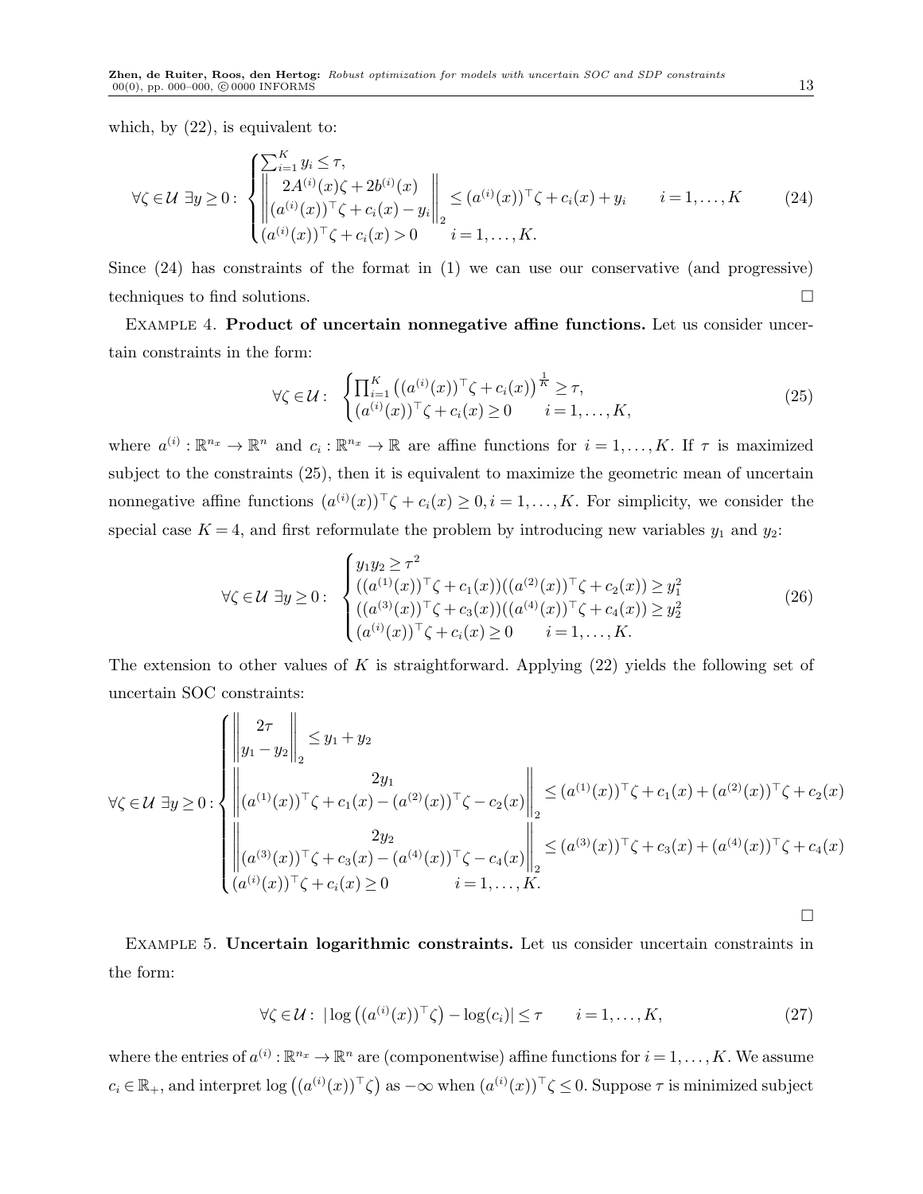which, by (22), is equivalent to:

$$\forall \zeta \in \mathcal{U} \;\exists y \geq 0: \begin{cases} \sum_{i=1}^{K} y_i \leq \tau, \\ \left\| \begin{matrix} 2A^{(i)}(x)\zeta + 2b^{(i)}(x) \\ (a^{(i)}(x))^\top \zeta + c_i(x) - y_i \end{matrix} \right\|_2 \leq (a^{(i)}(x))^\top \zeta + c_i(x) + y_i \qquad i = 1, \dots, K \\ (a^{(i)}(x))^\top \zeta + c_i(x) > 0 \qquad i = 1, \dots, K. \end{cases} \tag{24}$$

Since (24) has constraints of the format in (1) we can use our conservative (and progressive) techniques to find solutions. $\square$

Example 4. **Product of uncertain nonnegative affine functions.** Let us consider uncertain constraints in the form:

$$\forall \zeta \in \mathcal{U}: \begin{cases} \prod_{i=1}^{K} \left( (a^{(i)}(x))^\top \zeta + c_i(x) \right)^{\frac{1}{K}} \geq \tau, \\ (a^{(i)}(x))^\top \zeta + c_i(x) \geq 0 \qquad i = 1, \dots, K, \end{cases} \tag{25}$$

where $a^{(i)}: \mathbb{R}^{n_x} \to \mathbb{R}^n$ and $c_i: \mathbb{R}^{n_x} \to \mathbb{R}$ are affine functions for $i = 1, \dots, K$. If $\tau$ is maximized subject to the constraints (25), then it is equivalent to maximize the geometric mean of uncertain nonnegative affine functions $(a^{(i)}(x))^\top \zeta + c_i(x) \geq 0, i = 1, \dots, K$. For simplicity, we consider the special case $K = 4$, and first reformulate the problem by introducing new variables $y_1$ and $y_2$:

$$\forall \zeta \in \mathcal{U} \;\exists y \geq 0: \begin{cases} y_1 y_2 \geq \tau^2 \\ ((a^{(1)}(x))^\top \zeta + c_1(x))((a^{(2)}(x))^\top \zeta + c_2(x)) \geq y_1^2 \\ ((a^{(3)}(x))^\top \zeta + c_3(x))((a^{(4)}(x))^\top \zeta + c_4(x)) \geq y_2^2 \\ (a^{(i)}(x))^\top \zeta + c_i(x) \geq 0 \qquad i = 1, \dots, K. \end{cases} \tag{26}$$

The extension to other values of $K$ is straightforward. Applying (22) yields the following set of uncertain SOC constraints:

$$\forall \zeta \in \mathcal{U} \;\exists y \geq 0: \begin{cases} \left\| \begin{matrix} 2\tau \\ y_1 - y_2 \end{matrix} \right\|_2 \leq y_1 + y_2 \\ \left\| \begin{matrix} 2y_1 \\ (a^{(1)}(x))^\top \zeta + c_1(x) - (a^{(2)}(x))^\top \zeta - c_2(x) \end{matrix} \right\|_2 \leq (a^{(1)}(x))^\top \zeta + c_1(x) + (a^{(2)}(x))^\top \zeta + c_2(x) \\ \left\| \begin{matrix} 2y_2 \\ (a^{(3)}(x))^\top \zeta + c_3(x) - (a^{(4)}(x))^\top \zeta - c_4(x) \end{matrix} \right\|_2 \leq (a^{(3)}(x))^\top \zeta + c_3(x) + (a^{(4)}(x))^\top \zeta + c_4(x) \\ (a^{(i)}(x))^\top \zeta + c_i(x) \geq 0 \qquad i = 1, \dots, K. \end{cases}$$

$\square$

Example 5. **Uncertain logarithmic constraints.** Let us consider uncertain constraints in the form:

$$\forall \zeta \in \mathcal{U}: \; |\log\left((a^{(i)}(x))^\top \zeta\right) - \log(c_i)| \leq \tau \qquad i = 1, \dots, K, \tag{27}$$

where the entries of $a^{(i)}: \mathbb{R}^{n_x} \to \mathbb{R}^n$ are (componentwise) affine functions for $i = 1, \dots, K$. We assume $c_i \in \mathbb{R}_+$, and interpret $\log\left((a^{(i)}(x))^\top \zeta\right)$ as $-\infty$ when $(a^{(i)}(x))^\top \zeta \leq 0$. Suppose $\tau$ is minimized subject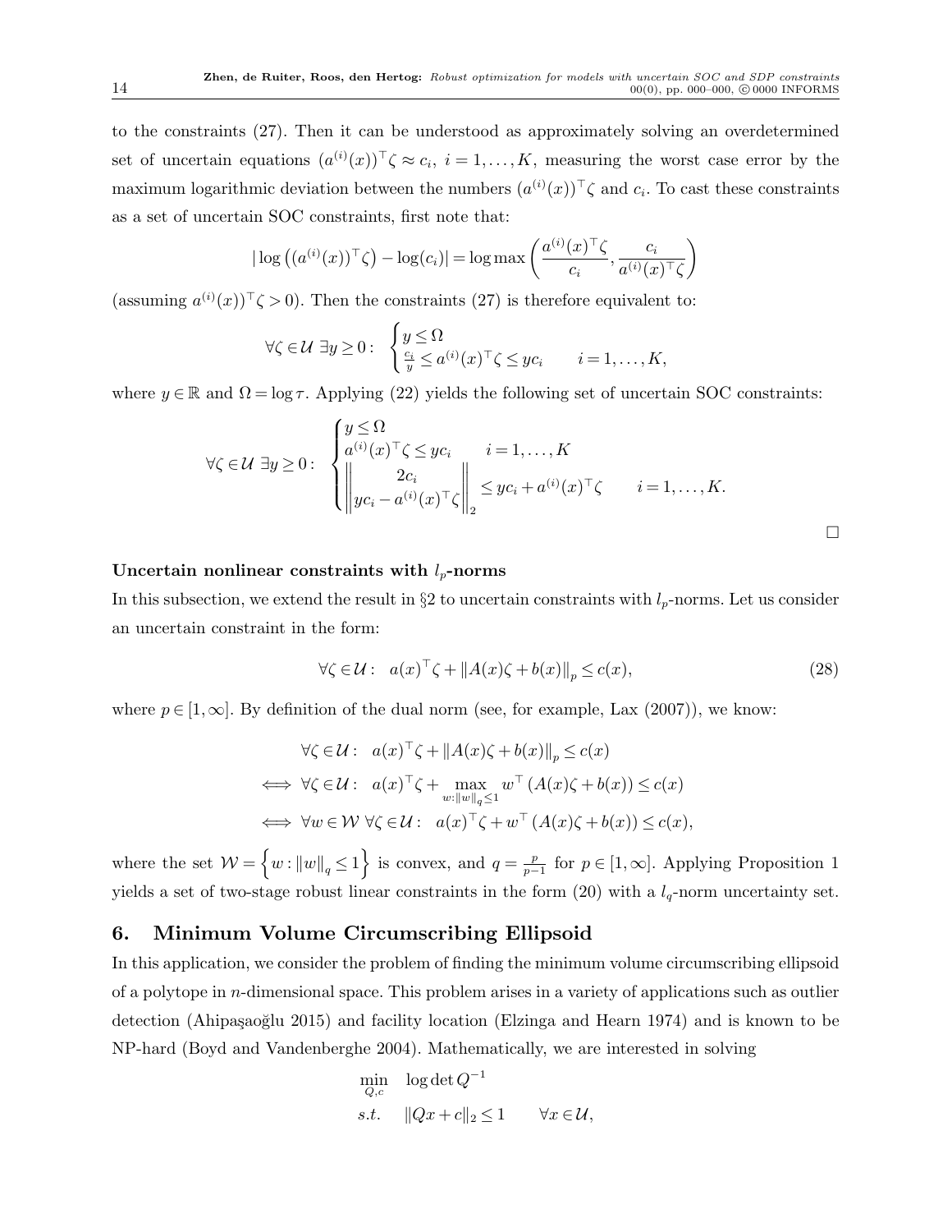to the constraints (27). Then it can be understood as approximately solving an overdetermined set of uncertain equations $(a^{(i)}(x))^\top \zeta \approx c_i,\ i = 1,\dots,K$, measuring the worst case error by the maximum logarithmic deviation between the numbers $(a^{(i)}(x))^\top \zeta$ and $c_i$. To cast these constraints as a set of uncertain SOC constraints, first note that:

$$|\log\left((a^{(i)}(x))^\top \zeta\right) - \log(c_i)| = \log \max\left(\frac{a^{(i)}(x)^\top \zeta}{c_i}, \frac{c_i}{a^{(i)}(x)^\top \zeta}\right)$$

(assuming $a^{(i)}(x))^\top \zeta > 0$). Then the constraints (27) is therefore equivalent to:

$$\forall \zeta \in \mathcal{U}\ \exists y \geq 0 : \begin{cases} y \leq \Omega \\ \frac{c_i}{y} \leq a^{(i)}(x)^\top \zeta \leq y c_i \qquad i = 1,\dots,K, \end{cases}$$

where $y \in \mathbb{R}$ and $\Omega = \log \tau$. Applying (22) yields the following set of uncertain SOC constraints:

$$\forall \zeta \in \mathcal{U}\ \exists y \geq 0 : \begin{cases} y \leq \Omega \\ a^{(i)}(x)^\top \zeta \leq y c_i \qquad i = 1,\dots,K \\ \left\| \begin{matrix} 2c_i \\ y c_i - a^{(i)}(x)^\top \zeta \end{matrix} \right\|_2 \leq y c_i + a^{(i)}(x)^\top \zeta \qquad i = 1,\dots,K. \end{cases}$$

□

**Uncertain nonlinear constraints with $l_p$-norms**

In this subsection, we extend the result in §2 to uncertain constraints with $l_p$-norms. Let us consider an uncertain constraint in the form:

$$\forall \zeta \in \mathcal{U} : \quad a(x)^\top \zeta + \|A(x)\zeta + b(x)\|_p \leq c(x), \tag{28}$$

where $p \in [1, \infty]$. By definition of the dual norm (see, for example, Lax (2007)), we know:

$$\begin{aligned}
&\forall \zeta \in \mathcal{U} : \quad a(x)^\top \zeta + \|A(x)\zeta + b(x)\|_p \leq c(x) \\
\iff\ &\forall \zeta \in \mathcal{U} : \quad a(x)^\top \zeta + \max_{w : \|w\|_q \leq 1} w^\top (A(x)\zeta + b(x)) \leq c(x) \\
\iff\ &\forall w \in \mathcal{W}\ \forall \zeta \in \mathcal{U} : \quad a(x)^\top \zeta + w^\top (A(x)\zeta + b(x)) \leq c(x),
\end{aligned}$$

where the set $\mathcal{W} = \left\{ w : \|w\|_q \leq 1 \right\}$ is convex, and $q = \frac{p}{p-1}$ for $p \in [1, \infty]$. Applying Proposition 1 yields a set of two-stage robust linear constraints in the form (20) with a $l_q$-norm uncertainty set.

## 6. Minimum Volume Circumscribing Ellipsoid

In this application, we consider the problem of finding the minimum volume circumscribing ellipsoid of a polytope in $n$-dimensional space. This problem arises in a variety of applications such as outlier detection (Ahipaşaoğlu 2015) and facility location (Elzinga and Hearn 1974) and is known to be NP-hard (Boyd and Vandenberghe 2004). Mathematically, we are interested in solving

$$\begin{aligned}
\min_{Q,c} \quad & \log\det Q^{-1} \\
s.t. \quad & \|Qx + c\|_2 \leq 1 \qquad \forall x \in \mathcal{U},
\end{aligned}$$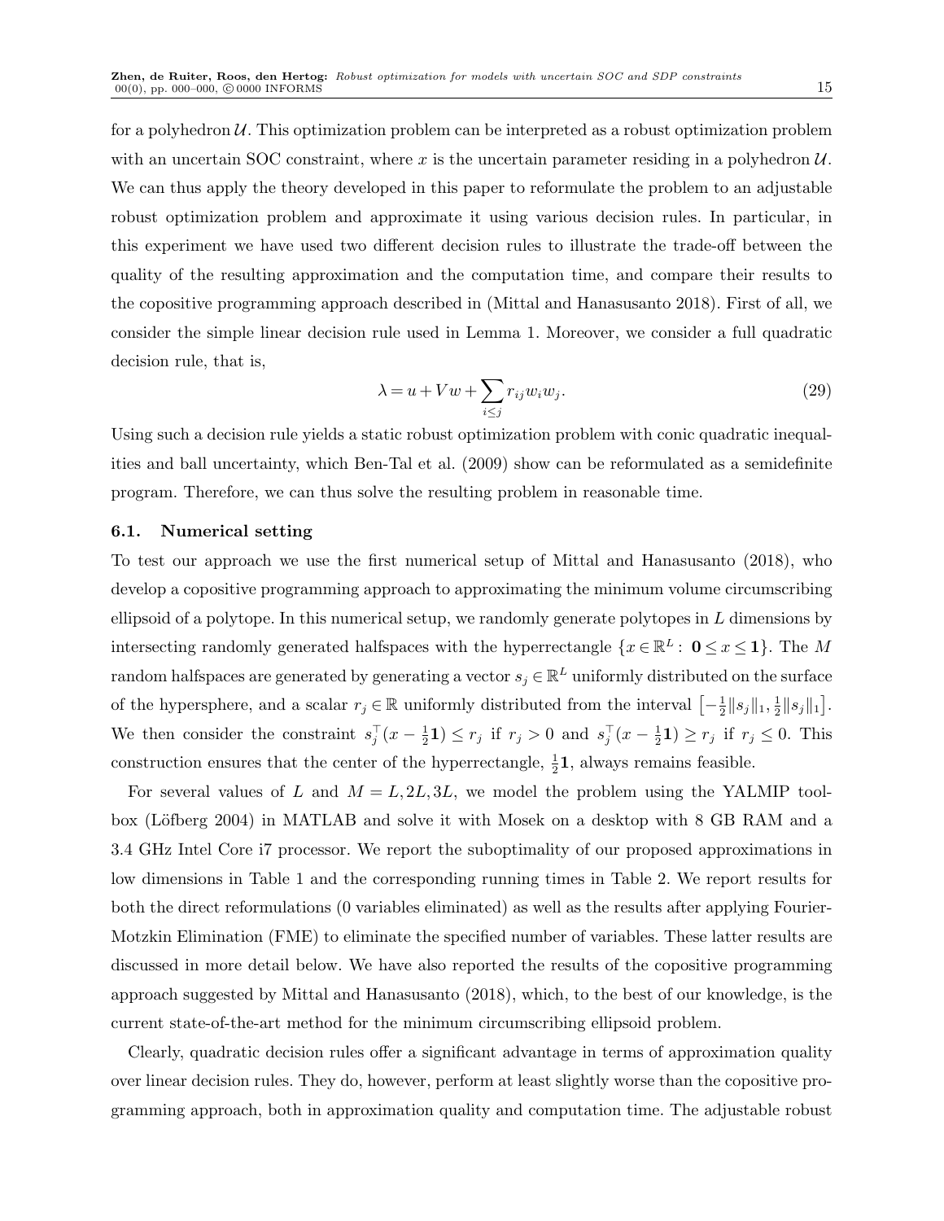for a polyhedron $\mathcal{U}$. This optimization problem can be interpreted as a robust optimization problem with an uncertain SOC constraint, where $x$ is the uncertain parameter residing in a polyhedron $\mathcal{U}$. We can thus apply the theory developed in this paper to reformulate the problem to an adjustable robust optimization problem and approximate it using various decision rules. In particular, in this experiment we have used two different decision rules to illustrate the trade-off between the quality of the resulting approximation and the computation time, and compare their results to the copositive programming approach described in (Mittal and Hanasusanto 2018). First of all, we consider the simple linear decision rule used in Lemma 1. Moreover, we consider a full quadratic decision rule, that is,

$$\lambda = u + Vw + \sum_{i \leq j} r_{ij} w_i w_j. \tag{29}$$

Using such a decision rule yields a static robust optimization problem with conic quadratic inequalities and ball uncertainty, which Ben-Tal et al. (2009) show can be reformulated as a semidefinite program. Therefore, we can thus solve the resulting problem in reasonable time.

## 6.1. Numerical setting

To test our approach we use the first numerical setup of Mittal and Hanasusanto (2018), who develop a copositive programming approach to approximating the minimum volume circumscribing ellipsoid of a polytope. In this numerical setup, we randomly generate polytopes in $L$ dimensions by intersecting randomly generated halfspaces with the hyperrectangle $\{x \in \mathbb{R}^L : \mathbf{0} \leq x \leq \mathbf{1}\}$. The $M$ random halfspaces are generated by generating a vector $s_j \in \mathbb{R}^L$ uniformly distributed on the surface of the hypersphere, and a scalar $r_j \in \mathbb{R}$ uniformly distributed from the interval $\left[-\frac{1}{2}\|s_j\|_1, \frac{1}{2}\|s_j\|_1\right]$. We then consider the constraint $s_j^\top(x - \frac{1}{2}\mathbf{1}) \leq r_j$ if $r_j > 0$ and $s_j^\top(x - \frac{1}{2}\mathbf{1}) \geq r_j$ if $r_j \leq 0$. This construction ensures that the center of the hyperrectangle, $\frac{1}{2}\mathbf{1}$, always remains feasible.

For several values of $L$ and $M = L, 2L, 3L$, we model the problem using the YALMIP toolbox (Löfberg 2004) in MATLAB and solve it with Mosek on a desktop with 8 GB RAM and a 3.4 GHz Intel Core i7 processor. We report the suboptimality of our proposed approximations in low dimensions in Table 1 and the corresponding running times in Table 2. We report results for both the direct reformulations (0 variables eliminated) as well as the results after applying Fourier-Motzkin Elimination (FME) to eliminate the specified number of variables. These latter results are discussed in more detail below. We have also reported the results of the copositive programming approach suggested by Mittal and Hanasusanto (2018), which, to the best of our knowledge, is the current state-of-the-art method for the minimum circumscribing ellipsoid problem.

Clearly, quadratic decision rules offer a significant advantage in terms of approximation quality over linear decision rules. They do, however, perform at least slightly worse than the copositive programming approach, both in approximation quality and computation time. The adjustable robust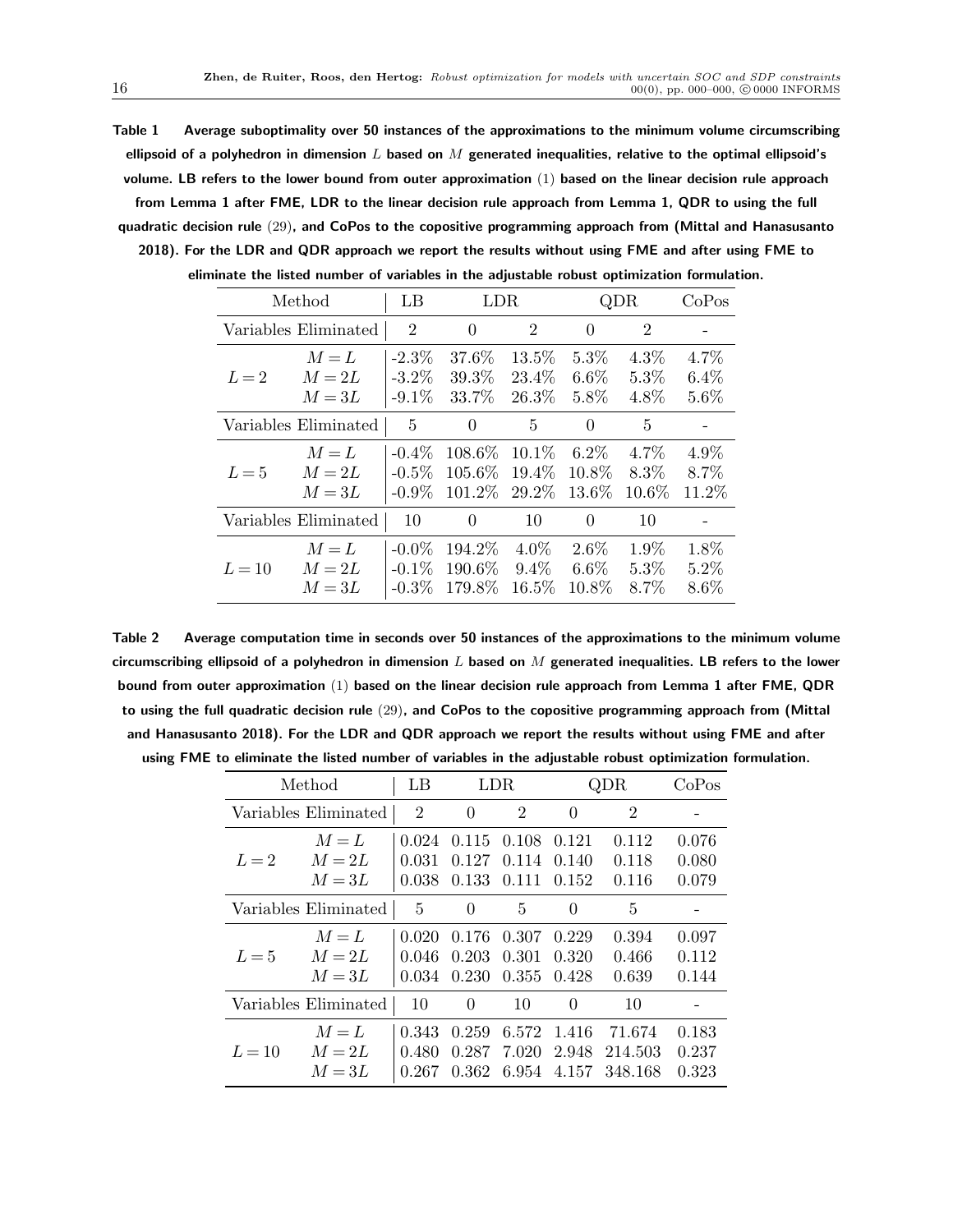**Table 1** Average suboptimality over 50 instances of the approximations to the minimum volume circumscribing ellipsoid of a polyhedron in dimension $L$ based on $M$ generated inequalities, relative to the optimal ellipsoid's volume. LB refers to the lower bound from outer approximation (1) based on the linear decision rule approach from Lemma 1 after FME, LDR to the linear decision rule approach from Lemma 1, QDR to using the full quadratic decision rule (29), and CoPos to the copositive programming approach from (Mittal and Hanasusanto 2018). For the LDR and QDR approach we report the results without using FME and after using FME to eliminate the listed number of variables in the adjustable robust optimization formulation.

| Method | | LB | LDR | | QDR | | CoPos |
|---|---|---|---|---|---|---|---|
| Variables Eliminated | | 2 | 0 | 2 | 0 | 2 | - |
| $L=2$ | $M=L$ | -2.3% | 37.6% | 13.5% | 5.3% | 4.3% | 4.7% |
| | $M=2L$ | -3.2% | 39.3% | 23.4% | 6.6% | 5.3% | 6.4% |
| | $M=3L$ | -9.1% | 33.7% | 26.3% | 5.8% | 4.8% | 5.6% |
| Variables Eliminated | | 5 | 0 | 5 | 0 | 5 | - |
| $L=5$ | $M=L$ | -0.4% | 108.6% | 10.1% | 6.2% | 4.7% | 4.9% |
| | $M=2L$ | -0.5% | 105.6% | 19.4% | 10.8% | 8.3% | 8.7% |
| | $M=3L$ | -0.9% | 101.2% | 29.2% | 13.6% | 10.6% | 11.2% |
| Variables Eliminated | | 10 | 0 | 10 | 0 | 10 | - |
| $L=10$ | $M=L$ | -0.0% | 194.2% | 4.0% | 2.6% | 1.9% | 1.8% |
| | $M=2L$ | -0.1% | 190.6% | 9.4% | 6.6% | 5.3% | 5.2% |
| | $M=3L$ | -0.3% | 179.8% | 16.5% | 10.8% | 8.7% | 8.6% |

**Table 2** Average computation time in seconds over 50 instances of the approximations to the minimum volume circumscribing ellipsoid of a polyhedron in dimension $L$ based on $M$ generated inequalities. LB refers to the lower bound from outer approximation (1) based on the linear decision rule approach from Lemma 1 after FME, QDR to using the full quadratic decision rule (29), and CoPos to the copositive programming approach from (Mittal and Hanasusanto 2018). For the LDR and QDR approach we report the results without using FME and after using FME to eliminate the listed number of variables in the adjustable robust optimization formulation.

| Method | | LB | LDR | | QDR | | CoPos |
|---|---|---|---|---|---|---|---|
| Variables Eliminated | | 2 | 0 | 2 | 0 | 2 | - |
| $L=2$ | $M=L$ | 0.024 | 0.115 | 0.108 | 0.121 | 0.112 | 0.076 |
| | $M=2L$ | 0.031 | 0.127 | 0.114 | 0.140 | 0.118 | 0.080 |
| | $M=3L$ | 0.038 | 0.133 | 0.111 | 0.152 | 0.116 | 0.079 |
| Variables Eliminated | | 5 | 0 | 5 | 0 | 5 | - |
| $L=5$ | $M=L$ | 0.020 | 0.176 | 0.307 | 0.229 | 0.394 | 0.097 |
| | $M=2L$ | 0.046 | 0.203 | 0.301 | 0.320 | 0.466 | 0.112 |
| | $M=3L$ | 0.034 | 0.230 | 0.355 | 0.428 | 0.639 | 0.144 |
| Variables Eliminated | | 10 | 0 | 10 | 0 | 10 | - |
| $L=10$ | $M=L$ | 0.343 | 0.259 | 6.572 | 1.416 | 71.674 | 0.183 |
| | $M=2L$ | 0.480 | 0.287 | 7.020 | 2.948 | 214.503 | 0.237 |
| | $M=3L$ | 0.267 | 0.362 | 6.954 | 4.157 | 348.168 | 0.323 |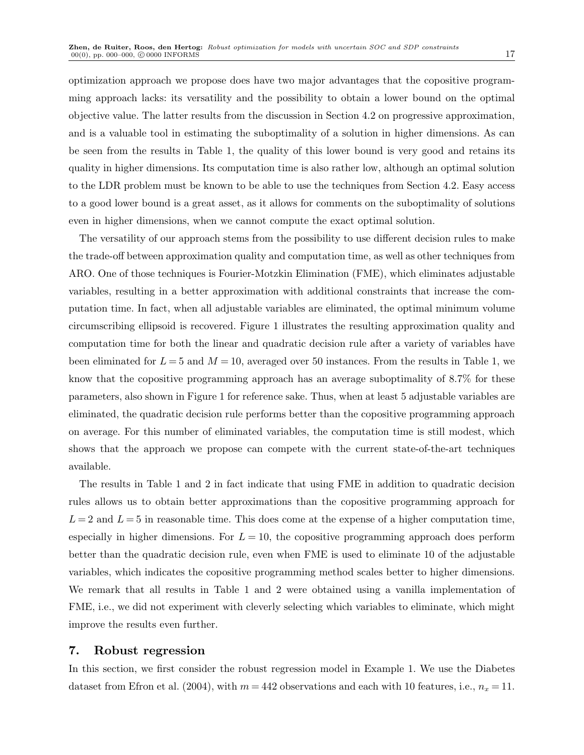optimization approach we propose does have two major advantages that the copositive programming approach lacks: its versatility and the possibility to obtain a lower bound on the optimal objective value. The latter results from the discussion in Section 4.2 on progressive approximation, and is a valuable tool in estimating the suboptimality of a solution in higher dimensions. As can be seen from the results in Table 1, the quality of this lower bound is very good and retains its quality in higher dimensions. Its computation time is also rather low, although an optimal solution to the LDR problem must be known to be able to use the techniques from Section 4.2. Easy access to a good lower bound is a great asset, as it allows for comments on the suboptimality of solutions even in higher dimensions, when we cannot compute the exact optimal solution.

The versatility of our approach stems from the possibility to use different decision rules to make the trade-off between approximation quality and computation time, as well as other techniques from ARO. One of those techniques is Fourier-Motzkin Elimination (FME), which eliminates adjustable variables, resulting in a better approximation with additional constraints that increase the computation time. In fact, when all adjustable variables are eliminated, the optimal minimum volume circumscribing ellipsoid is recovered. Figure 1 illustrates the resulting approximation quality and computation time for both the linear and quadratic decision rule after a variety of variables have been eliminated for $L = 5$ and $M = 10$, averaged over 50 instances. From the results in Table 1, we know that the copositive programming approach has an average suboptimality of 8.7% for these parameters, also shown in Figure 1 for reference sake. Thus, when at least 5 adjustable variables are eliminated, the quadratic decision rule performs better than the copositive programming approach on average. For this number of eliminated variables, the computation time is still modest, which shows that the approach we propose can compete with the current state-of-the-art techniques available.

The results in Table 1 and 2 in fact indicate that using FME in addition to quadratic decision rules allows us to obtain better approximations than the copositive programming approach for $L = 2$ and $L = 5$ in reasonable time. This does come at the expense of a higher computation time, especially in higher dimensions. For $L = 10$, the copositive programming approach does perform better than the quadratic decision rule, even when FME is used to eliminate 10 of the adjustable variables, which indicates the copositive programming method scales better to higher dimensions. We remark that all results in Table 1 and 2 were obtained using a vanilla implementation of FME, i.e., we did not experiment with cleverly selecting which variables to eliminate, which might improve the results even further.

## 7. Robust regression

In this section, we first consider the robust regression model in Example 1. We use the Diabetes dataset from Efron et al. (2004), with $m = 442$ observations and each with 10 features, i.e., $n_x = 11$.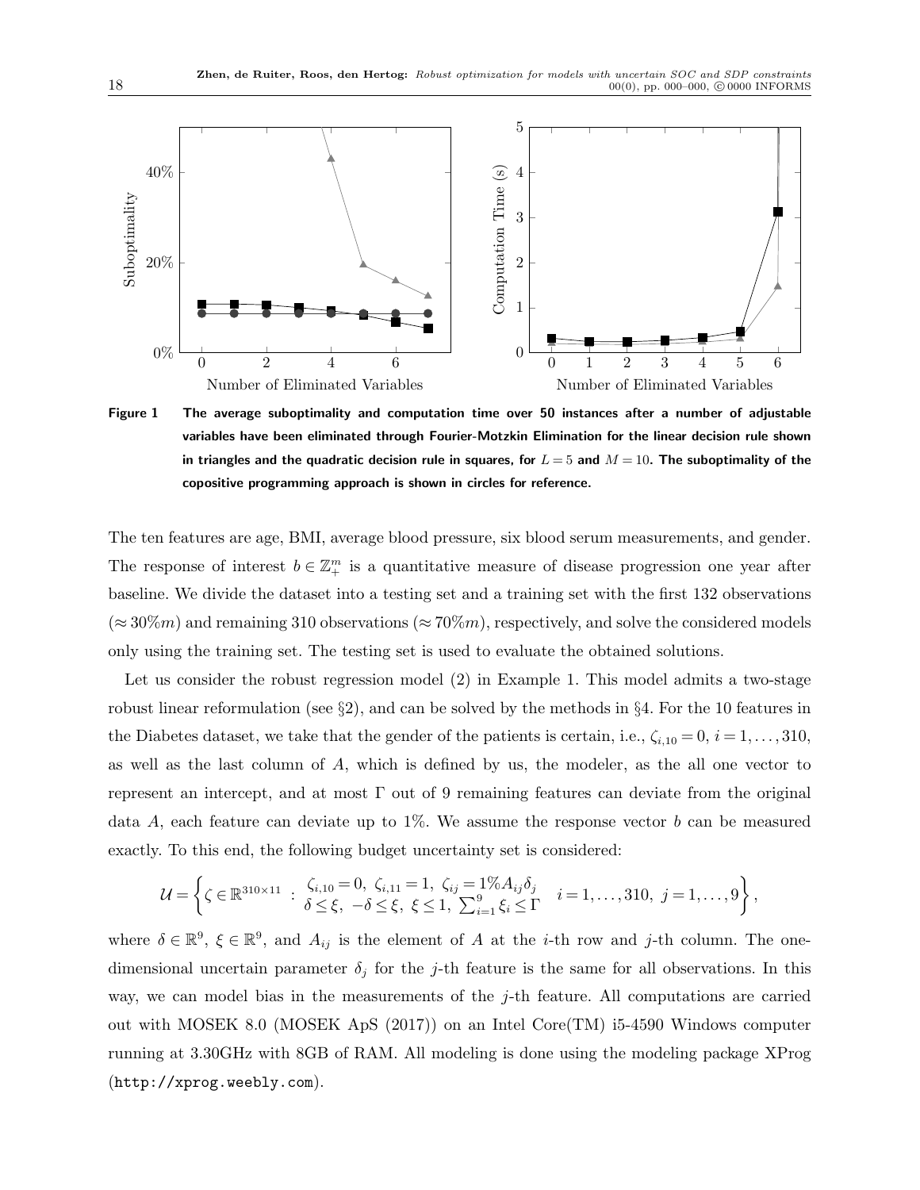**Figure 1** The average suboptimality and computation time over 50 instances after a number of adjustable variables have been eliminated through Fourier-Motzkin Elimination for the linear decision rule shown in triangles and the quadratic decision rule in squares, for $L = 5$ and $M = 10$. The suboptimality of the copositive programming approach is shown in circles for reference.

The ten features are age, BMI, average blood pressure, six blood serum measurements, and gender. The response of interest $b \in \mathbb{Z}_+^m$ is a quantitative measure of disease progression one year after baseline. We divide the dataset into a testing set and a training set with the first 132 observations ($\approx 30\% m$) and remaining 310 observations ($\approx 70\% m$), respectively, and solve the considered models only using the training set. The testing set is used to evaluate the obtained solutions.

Let us consider the robust regression model (2) in Example 1. This model admits a two-stage robust linear reformulation (see §2), and can be solved by the methods in §4. For the 10 features in the Diabetes dataset, we take that the gender of the patients is certain, i.e., $\zeta_{i,10} = 0$, $i = 1, \ldots, 310$, as well as the last column of $A$, which is defined by us, the modeler, as the all one vector to represent an intercept, and at most $\Gamma$ out of 9 remaining features can deviate from the original data $A$, each feature can deviate up to 1%. We assume the response vector $b$ can be measured exactly. To this end, the following budget uncertainty set is considered:

$$\mathcal{U} = \left\{ \zeta \in \mathbb{R}^{310 \times 11} \ : \ \begin{array}{l} \zeta_{i,10} = 0, \ \zeta_{i,11} = 1, \ \zeta_{ij} = 1\% A_{ij} \delta_j \\ \delta \leq \xi, \ -\delta \leq \xi, \ \xi \leq 1, \ \sum_{i=1}^{9} \xi_i \leq \Gamma \end{array} \quad i = 1, \ldots, 310, \ j = 1, \ldots, 9 \right\},$$

where $\delta \in \mathbb{R}^9$, $\xi \in \mathbb{R}^9$, and $A_{ij}$ is the element of $A$ at the $i$-th row and $j$-th column. The one-dimensional uncertain parameter $\delta_j$ for the $j$-th feature is the same for all observations. In this way, we can model bias in the measurements of the $j$-th feature. All computations are carried out with MOSEK 8.0 (MOSEK ApS (2017)) on an Intel Core(TM) i5-4590 Windows computer running at 3.30GHz with 8GB of RAM. All modeling is done using the modeling package XProg (http://xprog.weebly.com).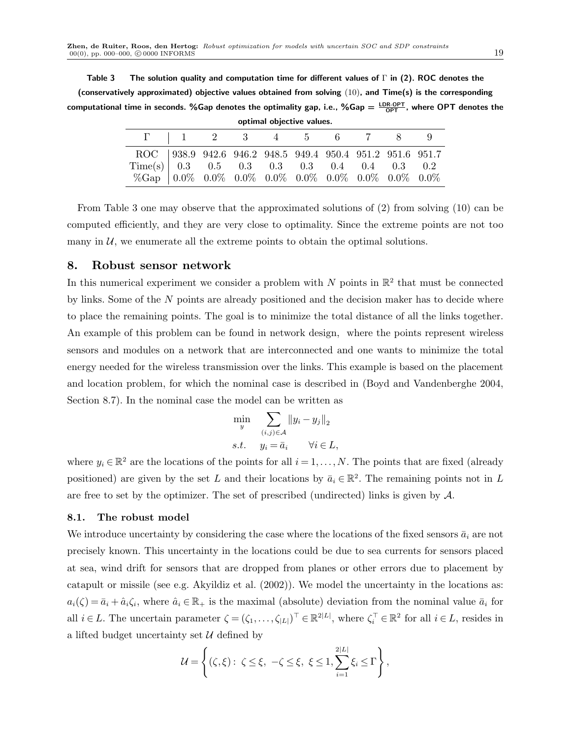**Table 3 The solution quality and computation time for different values of $\Gamma$ in (2). ROC denotes the (conservatively approximated) objective values obtained from solving (10), and Time(s) is the corresponding computational time in seconds. %Gap denotes the optimality gap, i.e., %Gap = $\frac{\text{LDR-OPT}}{\text{OPT}}$, where OPT denotes the optimal objective values.**

| $\Gamma$ | 1 | 2 | 3 | 4 | 5 | 6 | 7 | 8 | 9 |
|---|---|---|---|---|---|---|---|---|---|
| ROC | 938.9 | 942.6 | 946.2 | 948.5 | 949.4 | 950.4 | 951.2 | 951.6 | 951.7 |
| Time(s) | 0.3 | 0.5 | 0.3 | 0.3 | 0.3 | 0.4 | 0.4 | 0.3 | 0.2 |
| %Gap | 0.0% | 0.0% | 0.0% | 0.0% | 0.0% | 0.0% | 0.0% | 0.0% | 0.0% |

From Table 3 one may observe that the approximated solutions of (2) from solving (10) can be computed efficiently, and they are very close to optimality. Since the extreme points are not too many in $\mathcal{U}$, we enumerate all the extreme points to obtain the optimal solutions.

## 8. Robust sensor network

In this numerical experiment we consider a problem with $N$ points in $\mathbb{R}^2$ that must be connected by links. Some of the $N$ points are already positioned and the decision maker has to decide where to place the remaining points. The goal is to minimize the total distance of all the links together. An example of this problem can be found in network design, where the points represent wireless sensors and modules on a network that are interconnected and one wants to minimize the total energy needed for the wireless transmission over the links. This example is based on the placement and location problem, for which the nominal case is described in (Boyd and Vandenberghe 2004, Section 8.7). In the nominal case the model can be written as

$$
\begin{aligned}
\min_{y} \quad & \sum_{(i,j)\in\mathcal{A}} \|y_i - y_j\|_2 \\
s.t. \quad & y_i = \bar{a}_i \qquad \forall i \in L,
\end{aligned}
$$

where $y_i \in \mathbb{R}^2$ are the locations of the points for all $i = 1, \dots, N$. The points that are fixed (already positioned) are given by the set $L$ and their locations by $\bar{a}_i \in \mathbb{R}^2$. The remaining points not in $L$ are free to set by the optimizer. The set of prescribed (undirected) links is given by $\mathcal{A}$.

### 8.1. The robust model

We introduce uncertainty by considering the case where the locations of the fixed sensors $\bar{a}_i$ are not precisely known. This uncertainty in the locations could be due to sea currents for sensors placed at sea, wind drift for sensors that are dropped from planes or other errors due to placement by catapult or missile (see e.g. Akyildiz et al. (2002)). We model the uncertainty in the locations as: $a_i(\zeta) = \bar{a}_i + \hat{a}_i\zeta_i$, where $\hat{a}_i \in \mathbb{R}_+$ is the maximal (absolute) deviation from the nominal value $\bar{a}_i$ for all $i \in L$. The uncertain parameter $\zeta = (\zeta_1, \dots, \zeta_{|L|})^\top \in \mathbb{R}^{2|L|}$, where $\zeta_i^\top \in \mathbb{R}^2$ for all $i \in L$, resides in a lifted budget uncertainty set $\mathcal{U}$ defined by

$$
\mathcal{U} = \left\{ (\zeta, \xi) : \ \zeta \leq \xi, \ -\zeta \leq \xi, \ \xi \leq 1, \sum_{i=1}^{2|L|} \xi_i \leq \Gamma \right\},
$$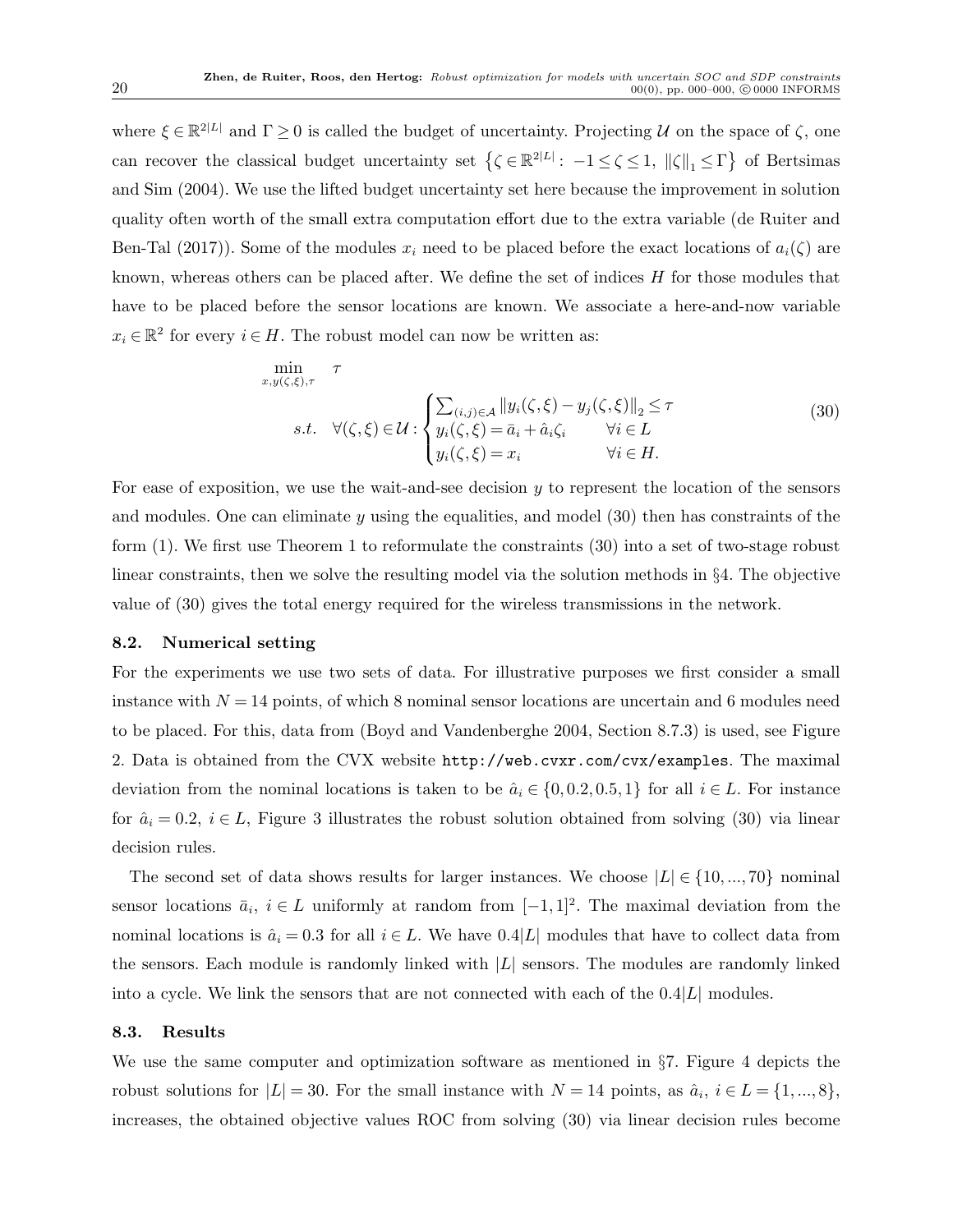where $\xi \in \mathbb{R}^{2|L|}$ and $\Gamma \geq 0$ is called the budget of uncertainty. Projecting $\mathcal{U}$ on the space of $\zeta$, one can recover the classical budget uncertainty set $\left\{\zeta \in \mathbb{R}^{2|L|}: \ -1 \leq \zeta \leq 1, \ \|\zeta\|_1 \leq \Gamma\right\}$ of Bertsimas and Sim (2004). We use the lifted budget uncertainty set here because the improvement in solution quality often worth of the small extra computation effort due to the extra variable (de Ruiter and Ben-Tal (2017)). Some of the modules $x_i$ need to be placed before the exact locations of $a_i(\zeta)$ are known, whereas others can be placed after. We define the set of indices $H$ for those modules that have to be placed before the sensor locations are known. We associate a here-and-now variable $x_i \in \mathbb{R}^2$ for every $i \in H$. The robust model can now be written as:

$$
\begin{aligned}
\min_{x, y(\zeta,\xi), \tau} \quad & \tau \\
s.t. \quad \forall (\zeta,\xi) \in \mathcal{U}: & \begin{cases} \sum_{(i,j)\in\mathcal{A}} \|y_i(\zeta,\xi) - y_j(\zeta,\xi)\|_2 \leq \tau \\ y_i(\zeta,\xi) = \bar{a}_i + \hat{a}_i \zeta_i & \forall i \in L \\ y_i(\zeta,\xi) = x_i & \forall i \in H. \end{cases}
\end{aligned} \tag{30}
$$

For ease of exposition, we use the wait-and-see decision $y$ to represent the location of the sensors and modules. One can eliminate $y$ using the equalities, and model (30) then has constraints of the form (1). We first use Theorem 1 to reformulate the constraints (30) into a set of two-stage robust linear constraints, then we solve the resulting model via the solution methods in §4. The objective value of (30) gives the total energy required for the wireless transmissions in the network.

### 8.2. Numerical setting

For the experiments we use two sets of data. For illustrative purposes we first consider a small instance with $N = 14$ points, of which 8 nominal sensor locations are uncertain and 6 modules need to be placed. For this, data from (Boyd and Vandenberghe 2004, Section 8.7.3) is used, see Figure 2. Data is obtained from the CVX website `http://web.cvxr.com/cvx/examples`. The maximal deviation from the nominal locations is taken to be $\hat{a}_i \in \{0, 0.2, 0.5, 1\}$ for all $i \in L$. For instance for $\hat{a}_i = 0.2$, $i \in L$, Figure 3 illustrates the robust solution obtained from solving (30) via linear decision rules.

The second set of data shows results for larger instances. We choose $|L| \in \{10, ..., 70\}$ nominal sensor locations $\bar{a}_i$, $i \in L$ uniformly at random from $[-1, 1]^2$. The maximal deviation from the nominal locations is $\hat{a}_i = 0.3$ for all $i \in L$. We have $0.4|L|$ modules that have to collect data from the sensors. Each module is randomly linked with $|L|$ sensors. The modules are randomly linked into a cycle. We link the sensors that are not connected with each of the $0.4|L|$ modules.

### 8.3. Results

We use the same computer and optimization software as mentioned in §7. Figure 4 depicts the robust solutions for $|L| = 30$. For the small instance with $N = 14$ points, as $\hat{a}_i$, $i \in L = \{1, ..., 8\}$, increases, the obtained objective values ROC from solving (30) via linear decision rules become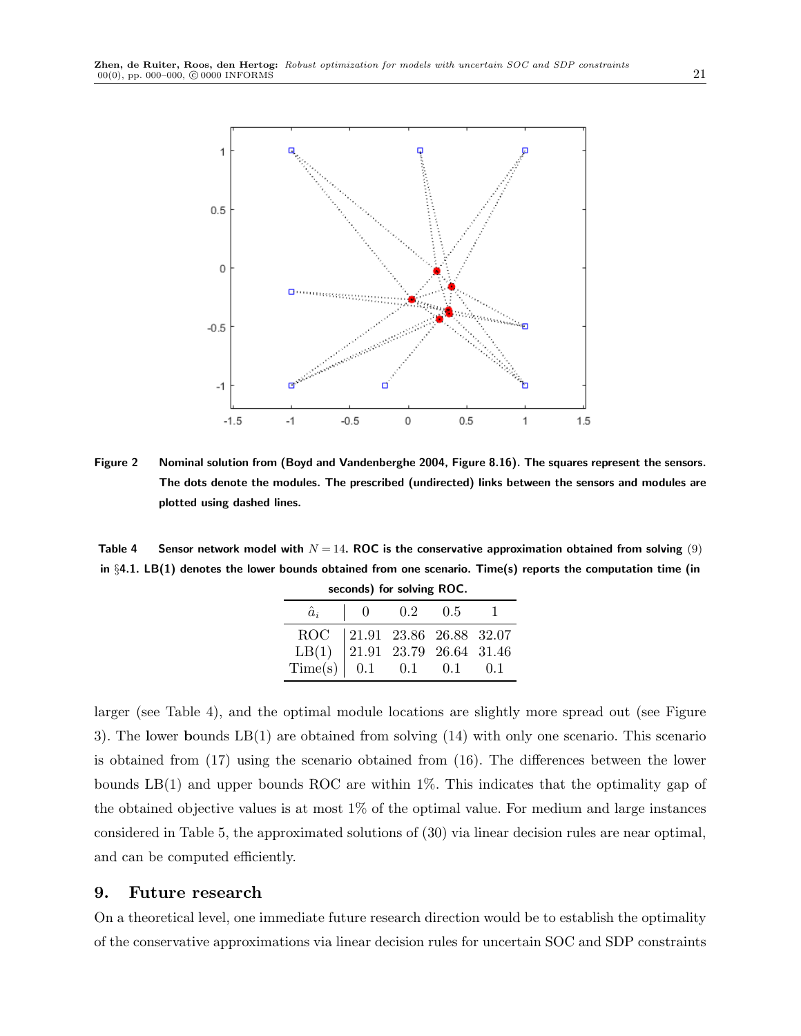Figure 2 Nominal solution from (Boyd and Vandenberghe 2004, Figure 8.16). The squares represent the sensors. The dots denote the modules. The prescribed (undirected) links between the sensors and modules are plotted using dashed lines.

**Table 4** Sensor network model with $N = 14$. ROC is the conservative approximation obtained from solving (9) in §4.1. LB(1) denotes the lower bounds obtained from one scenario. Time(s) reports the computation time (in seconds) for solving ROC.

| $\hat{a}_i$ | 0 | 0.2 | 0.5 | 1 |
|---|---|---|---|---|
| ROC | 21.91 | 23.86 | 26.88 | 32.07 |
| LB(1) | 21.91 | 23.79 | 26.64 | 31.46 |
| Time(s) | 0.1 | 0.1 | 0.1 | 0.1 |

larger (see Table 4), and the optimal module locations are slightly more spread out (see Figure 3). The lower bounds LB(1) are obtained from solving (14) with only one scenario. This scenario is obtained from (17) using the scenario obtained from (16). The differences between the lower bounds LB(1) and upper bounds ROC are within 1%. This indicates that the optimality gap of the obtained objective values is at most 1% of the optimal value. For medium and large instances considered in Table 5, the approximated solutions of (30) via linear decision rules are near optimal, and can be computed efficiently.

## 9. Future research

On a theoretical level, one immediate future research direction would be to establish the optimality of the conservative approximations via linear decision rules for uncertain SOC and SDP constraints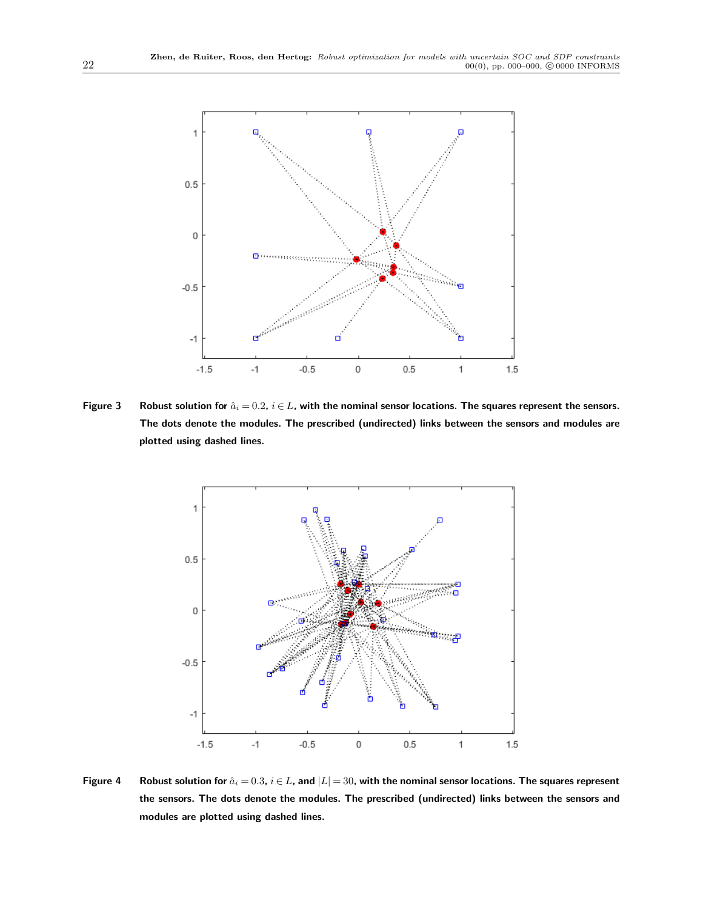Figure 3 Robust solution for $\hat{a}_i = 0.2$, $i \in L$, with the nominal sensor locations. The squares represent the sensors. The dots denote the modules. The prescribed (undirected) links between the sensors and modules are plotted using dashed lines.

Figure 4 Robust solution for $\hat{a}_i = 0.3$, $i \in L$, and $|L| = 30$, with the nominal sensor locations. The squares represent the sensors. The dots denote the modules. The prescribed (undirected) links between the sensors and modules are plotted using dashed lines.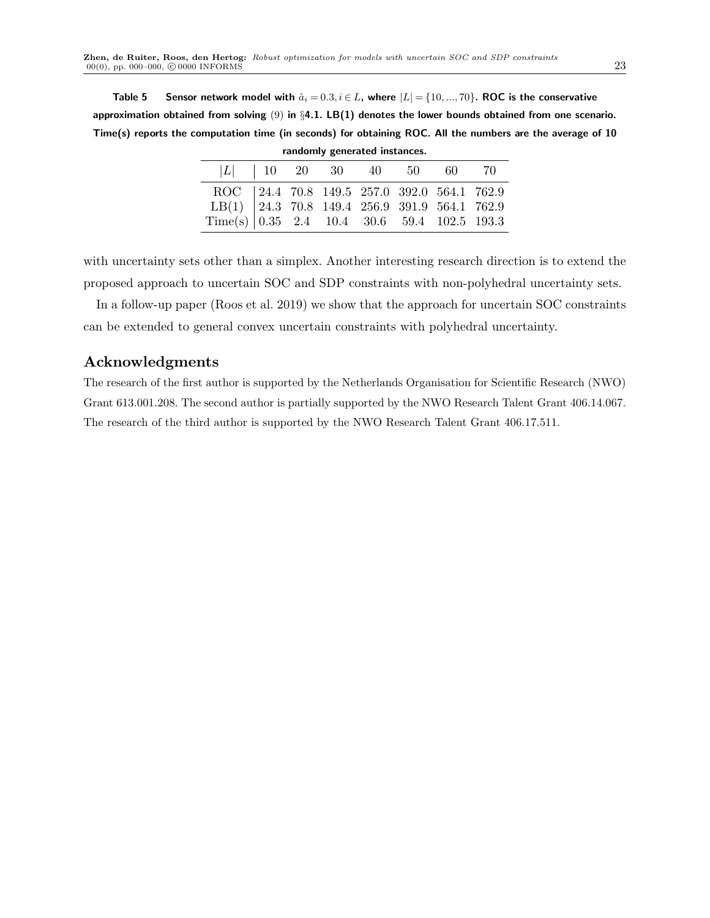**Table 5** Sensor network model with $\hat{a}_i = 0.3, i \in L$, where $|L| = \{10, ..., 70\}$. ROC is the conservative approximation obtained from solving (9) in §4.1. LB(1) denotes the lower bounds obtained from one scenario. Time(s) reports the computation time (in seconds) for obtaining ROC. All the numbers are the average of 10 randomly generated instances.

| $\|L\|$ | 10 | 20 | 30 | 40 | 50 | 60 | 70 |
|---|---|---|---|---|---|---|---|
| ROC | 24.4 | 70.8 | 149.5 | 257.0 | 392.0 | 564.1 | 762.9 |
| LB(1) | 24.3 | 70.8 | 149.4 | 256.9 | 391.9 | 564.1 | 762.9 |
| Time(s) | 0.35 | 2.4 | 10.4 | 30.6 | 59.4 | 102.5 | 193.3 |

with uncertainty sets other than a simplex. Another interesting research direction is to extend the proposed approach to uncertain SOC and SDP constraints with non-polyhedral uncertainty sets.

In a follow-up paper (Roos et al. 2019) we show that the approach for uncertain SOC constraints can be extended to general convex uncertain constraints with polyhedral uncertainty.

## Acknowledgments

The research of the first author is supported by the Netherlands Organisation for Scientific Research (NWO) Grant 613.001.208. The second author is partially supported by the NWO Research Talent Grant 406.14.067. The research of the third author is supported by the NWO Research Talent Grant 406.17.511.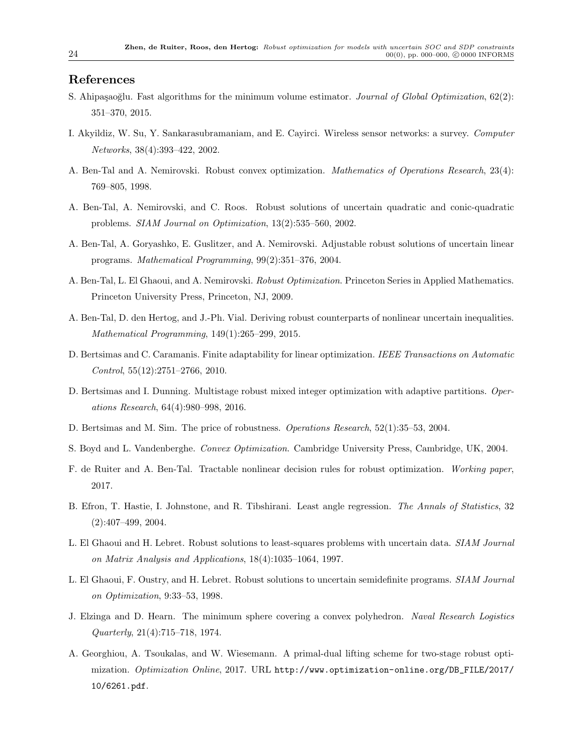## References

S. Ahipaşaoğlu. Fast algorithms for the minimum volume estimator. *Journal of Global Optimization*, 62(2): 351–370, 2015.

I. Akyildiz, W. Su, Y. Sankarasubramaniam, and E. Cayirci. Wireless sensor networks: a survey. *Computer Networks*, 38(4):393–422, 2002.

A. Ben-Tal and A. Nemirovski. Robust convex optimization. *Mathematics of Operations Research*, 23(4): 769–805, 1998.

A. Ben-Tal, A. Nemirovski, and C. Roos. Robust solutions of uncertain quadratic and conic-quadratic problems. *SIAM Journal on Optimization*, 13(2):535–560, 2002.

A. Ben-Tal, A. Goryashko, E. Guslitzer, and A. Nemirovski. Adjustable robust solutions of uncertain linear programs. *Mathematical Programming*, 99(2):351–376, 2004.

A. Ben-Tal, L. El Ghaoui, and A. Nemirovski. *Robust Optimization*. Princeton Series in Applied Mathematics. Princeton University Press, Princeton, NJ, 2009.

A. Ben-Tal, D. den Hertog, and J.-Ph. Vial. Deriving robust counterparts of nonlinear uncertain inequalities. *Mathematical Programming*, 149(1):265–299, 2015.

D. Bertsimas and C. Caramanis. Finite adaptability for linear optimization. *IEEE Transactions on Automatic Control*, 55(12):2751–2766, 2010.

D. Bertsimas and I. Dunning. Multistage robust mixed integer optimization with adaptive partitions. *Operations Research*, 64(4):980–998, 2016.

D. Bertsimas and M. Sim. The price of robustness. *Operations Research*, 52(1):35–53, 2004.

S. Boyd and L. Vandenberghe. *Convex Optimization*. Cambridge University Press, Cambridge, UK, 2004.

F. de Ruiter and A. Ben-Tal. Tractable nonlinear decision rules for robust optimization. *Working paper*, 2017.

B. Efron, T. Hastie, I. Johnstone, and R. Tibshirani. Least angle regression. *The Annals of Statistics*, 32 (2):407–499, 2004.

L. El Ghaoui and H. Lebret. Robust solutions to least-squares problems with uncertain data. *SIAM Journal on Matrix Analysis and Applications*, 18(4):1035–1064, 1997.

L. El Ghaoui, F. Oustry, and H. Lebret. Robust solutions to uncertain semidefinite programs. *SIAM Journal on Optimization*, 9:33–53, 1998.

J. Elzinga and D. Hearn. The minimum sphere covering a convex polyhedron. *Naval Research Logistics Quarterly*, 21(4):715–718, 1974.

A. Georghiou, A. Tsoukalas, and W. Wiesemann. A primal-dual lifting scheme for two-stage robust optimization. *Optimization Online*, 2017. URL http://www.optimization-online.org/DB_FILE/2017/10/6261.pdf.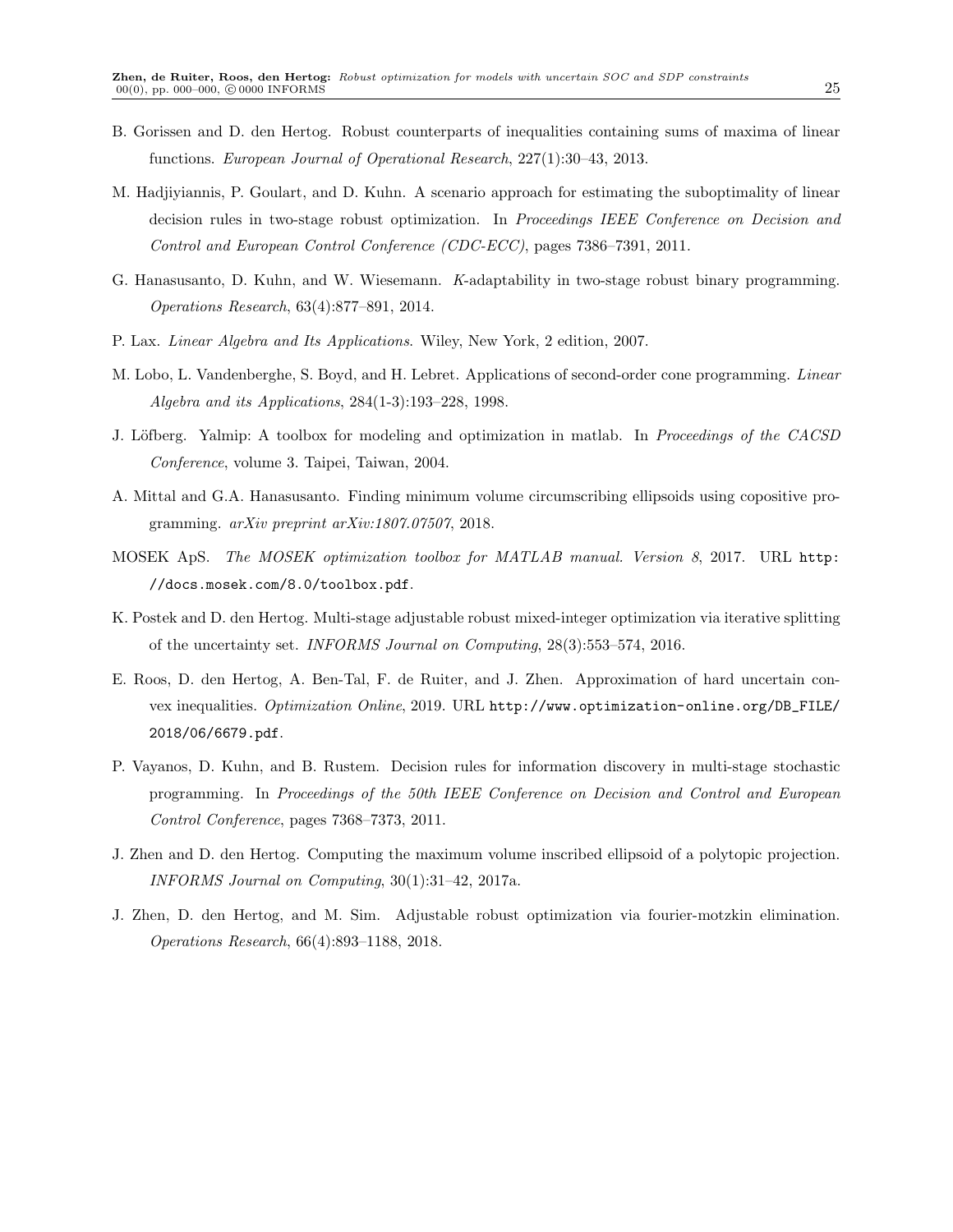B. Gorissen and D. den Hertog. Robust counterparts of inequalities containing sums of maxima of linear functions. *European Journal of Operational Research*, 227(1):30–43, 2013.

M. Hadjiyiannis, P. Goulart, and D. Kuhn. A scenario approach for estimating the suboptimality of linear decision rules in two-stage robust optimization. In *Proceedings IEEE Conference on Decision and Control and European Control Conference (CDC-ECC)*, pages 7386–7391, 2011.

G. Hanasusanto, D. Kuhn, and W. Wiesemann. *K*-adaptability in two-stage robust binary programming. *Operations Research*, 63(4):877–891, 2014.

P. Lax. *Linear Algebra and Its Applications*. Wiley, New York, 2 edition, 2007.

M. Lobo, L. Vandenberghe, S. Boyd, and H. Lebret. Applications of second-order cone programming. *Linear Algebra and its Applications*, 284(1-3):193–228, 1998.

J. Löfberg. Yalmip: A toolbox for modeling and optimization in matlab. In *Proceedings of the CACSD Conference*, volume 3. Taipei, Taiwan, 2004.

A. Mittal and G.A. Hanasusanto. Finding minimum volume circumscribing ellipsoids using copositive programming. *arXiv preprint arXiv:1807.07507*, 2018.

MOSEK ApS. *The MOSEK optimization toolbox for MATLAB manual. Version 8*, 2017. URL http://docs.mosek.com/8.0/toolbox.pdf.

K. Postek and D. den Hertog. Multi-stage adjustable robust mixed-integer optimization via iterative splitting of the uncertainty set. *INFORMS Journal on Computing*, 28(3):553–574, 2016.

E. Roos, D. den Hertog, A. Ben-Tal, F. de Ruiter, and J. Zhen. Approximation of hard uncertain convex inequalities. *Optimization Online*, 2019. URL http://www.optimization-online.org/DB_FILE/2018/06/6679.pdf.

P. Vayanos, D. Kuhn, and B. Rustem. Decision rules for information discovery in multi-stage stochastic programming. In *Proceedings of the 50th IEEE Conference on Decision and Control and European Control Conference*, pages 7368–7373, 2011.

J. Zhen and D. den Hertog. Computing the maximum volume inscribed ellipsoid of a polytopic projection. *INFORMS Journal on Computing*, 30(1):31–42, 2017a.

J. Zhen, D. den Hertog, and M. Sim. Adjustable robust optimization via fourier-motzkin elimination. *Operations Research*, 66(4):893–1188, 2018.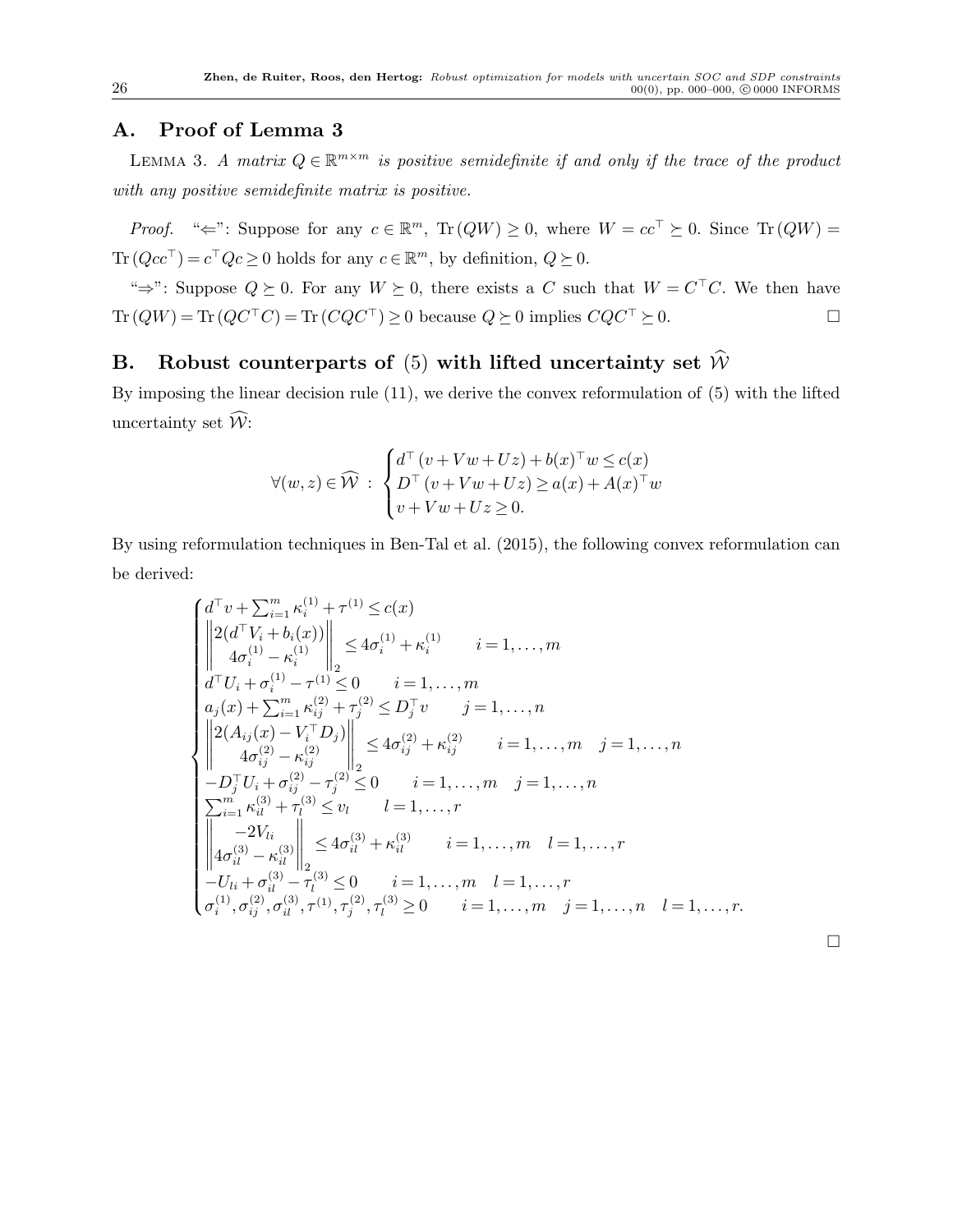## A. Proof of Lemma 3

LEMMA 3. *A matrix $Q \in \mathbb{R}^{m\times m}$ is positive semidefinite if and only if the trace of the product with any positive semidefinite matrix is positive.*

*Proof.* "$\Leftarrow$": Suppose for any $c \in \mathbb{R}^m$, $\operatorname{Tr}(QW) \geq 0$, where $W = cc^\top \succeq 0$. Since $\operatorname{Tr}(QW) = \operatorname{Tr}(Qcc^\top) = c^\top Q c \geq 0$ holds for any $c \in \mathbb{R}^m$, by definition, $Q \succeq 0$.

"$\Rightarrow$": Suppose $Q \succeq 0$. For any $W \succeq 0$, there exists a $C$ such that $W = C^\top C$. We then have $\operatorname{Tr}(QW) = \operatorname{Tr}(QC^\top C) = \operatorname{Tr}(CQC^\top) \geq 0$ because $Q \succeq 0$ implies $CQC^\top \succeq 0$. $\square$

## B. Robust counterparts of (5) with lifted uncertainty set $\widehat{\mathcal{W}}$

By imposing the linear decision rule (11), we derive the convex reformulation of (5) with the lifted uncertainty set $\widehat{\mathcal{W}}$:

$$\forall (w,z) \in \widehat{\mathcal{W}} \; : \; \begin{cases} d^\top (v + Vw + Uz) + b(x)^\top w \leq c(x) \\ D^\top (v + Vw + Uz) \geq a(x) + A(x)^\top w \\ v + Vw + Uz \geq 0. \end{cases}$$

By using reformulation techniques in Ben-Tal et al. (2015), the following convex reformulation can be derived:

$$\begin{cases} d^\top v + \sum_{i=1}^m \kappa_i^{(1)} + \tau^{(1)} \leq c(x) \\ \left\| \begin{matrix} 2(d^\top V_i + b_i(x)) \\ 4\sigma_i^{(1)} - \kappa_i^{(1)} \end{matrix} \right\|_2 \leq 4\sigma_i^{(1)} + \kappa_i^{(1)} \qquad i = 1,\ldots,m \\ d^\top U_i + \sigma_i^{(1)} - \tau^{(1)} \leq 0 \qquad i = 1,\ldots,m \\ a_j(x) + \sum_{i=1}^m \kappa_{ij}^{(2)} + \tau_j^{(2)} \leq D_j^\top v \qquad j = 1,\ldots,n \\ \left\| \begin{matrix} 2(A_{ij}(x) - V_i^\top D_j) \\ 4\sigma_{ij}^{(2)} - \kappa_{ij}^{(2)} \end{matrix} \right\|_2 \leq 4\sigma_{ij}^{(2)} + \kappa_{ij}^{(2)} \qquad i = 1,\ldots,m \quad j = 1,\ldots,n \\ -D_j^\top U_i + \sigma_{ij}^{(2)} - \tau_j^{(2)} \leq 0 \qquad i = 1,\ldots,m \quad j = 1,\ldots,n \\ \sum_{i=1}^m \kappa_{il}^{(3)} + \tau_l^{(3)} \leq v_l \qquad l = 1,\ldots,r \\ \left\| \begin{matrix} -2V_{li} \\ 4\sigma_{il}^{(3)} - \kappa_{il}^{(3)} \end{matrix} \right\|_2 \leq 4\sigma_{il}^{(3)} + \kappa_{il}^{(3)} \qquad i = 1,\ldots,m \quad l = 1,\ldots,r \\ -U_{li} + \sigma_{il}^{(3)} - \tau_l^{(3)} \leq 0 \qquad i = 1,\ldots,m \quad l = 1,\ldots,r \\ \sigma_i^{(1)}, \sigma_{ij}^{(2)}, \sigma_{il}^{(3)}, \tau^{(1)}, \tau_j^{(2)}, \tau_l^{(3)} \geq 0 \qquad i = 1,\ldots,m \quad j = 1,\ldots,n \quad l = 1,\ldots,r. \end{cases}$$

$\square$